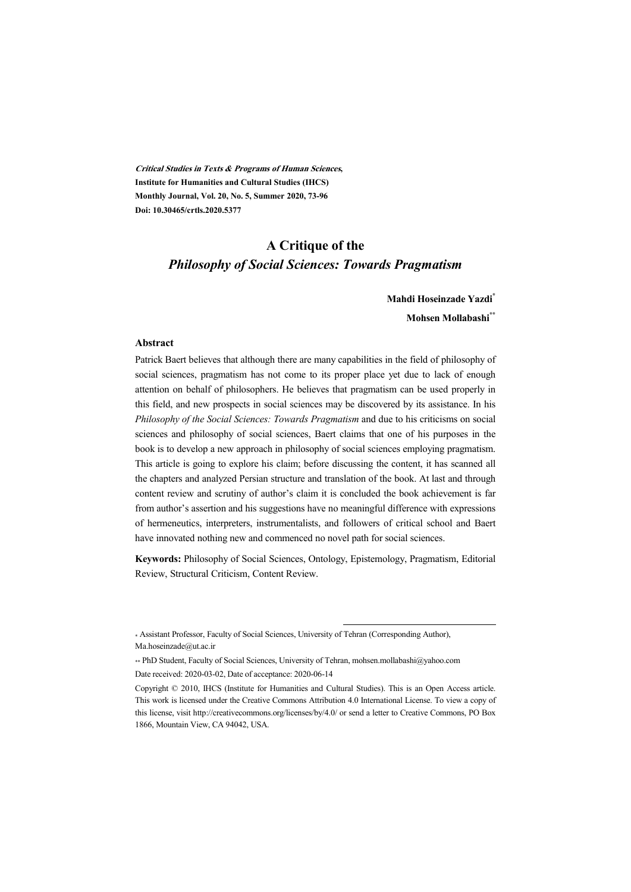***Critical Studies in Texts & Programs of Human Sciences,***
**Institute for Humanities and Cultural Studies (IHCS)**
**Monthly Journal, Vol. 20, No. 5, Summer 2020, 73-96**
**Doi: 10.30465/crtls.2020.5377**

# A Critique of the *Philosophy of Social Sciences: Towards Pragmatism*

**Mahdi Hoseinzade Yazdi**[*]

**Mohsen Mollabashi**[**]

## Abstract

Patrick Baert believes that although there are many capabilities in the field of philosophy of social sciences, pragmatism has not come to its proper place yet due to lack of enough attention on behalf of philosophers. He believes that pragmatism can be used properly in this field, and new prospects in social sciences may be discovered by its assistance. In his *Philosophy of the Social Sciences: Towards Pragmatism* and due to his criticisms on social sciences and philosophy of social sciences, Baert claims that one of his purposes in the book is to develop a new approach in philosophy of social sciences employing pragmatism. This article is going to explore his claim; before discussing the content, it has scanned all the chapters and analyzed Persian structure and translation of the book. At last and through content review and scrutiny of author's claim it is concluded the book achievement is far from author's assertion and his suggestions have no meaningful difference with expressions of hermeneutics, interpreters, instrumentalists, and followers of critical school and Baert have innovated nothing new and commenced no novel path for social sciences.

**Keywords:** Philosophy of Social Sciences, Ontology, Epistemology, Pragmatism, Editorial Review, Structural Criticism, Content Review.

---

[*] Assistant Professor, Faculty of Social Sciences, University of Tehran (Corresponding Author), Ma.hoseinzade@ut.ac.ir

[**] PhD Student, Faculty of Social Sciences, University of Tehran, mohsen.mollabashi@yahoo.com

Date received: 2020-03-02, Date of acceptance: 2020-06-14

Copyright © 2010, IHCS (Institute for Humanities and Cultural Studies). This is an Open Access article. This work is licensed under the Creative Commons Attribution 4.0 International License. To view a copy of this license, visit http://creativecommons.org/licenses/by/4.0/ or send a letter to Creative Commons, PO Box 1866, Mountain View, CA 94042, USA.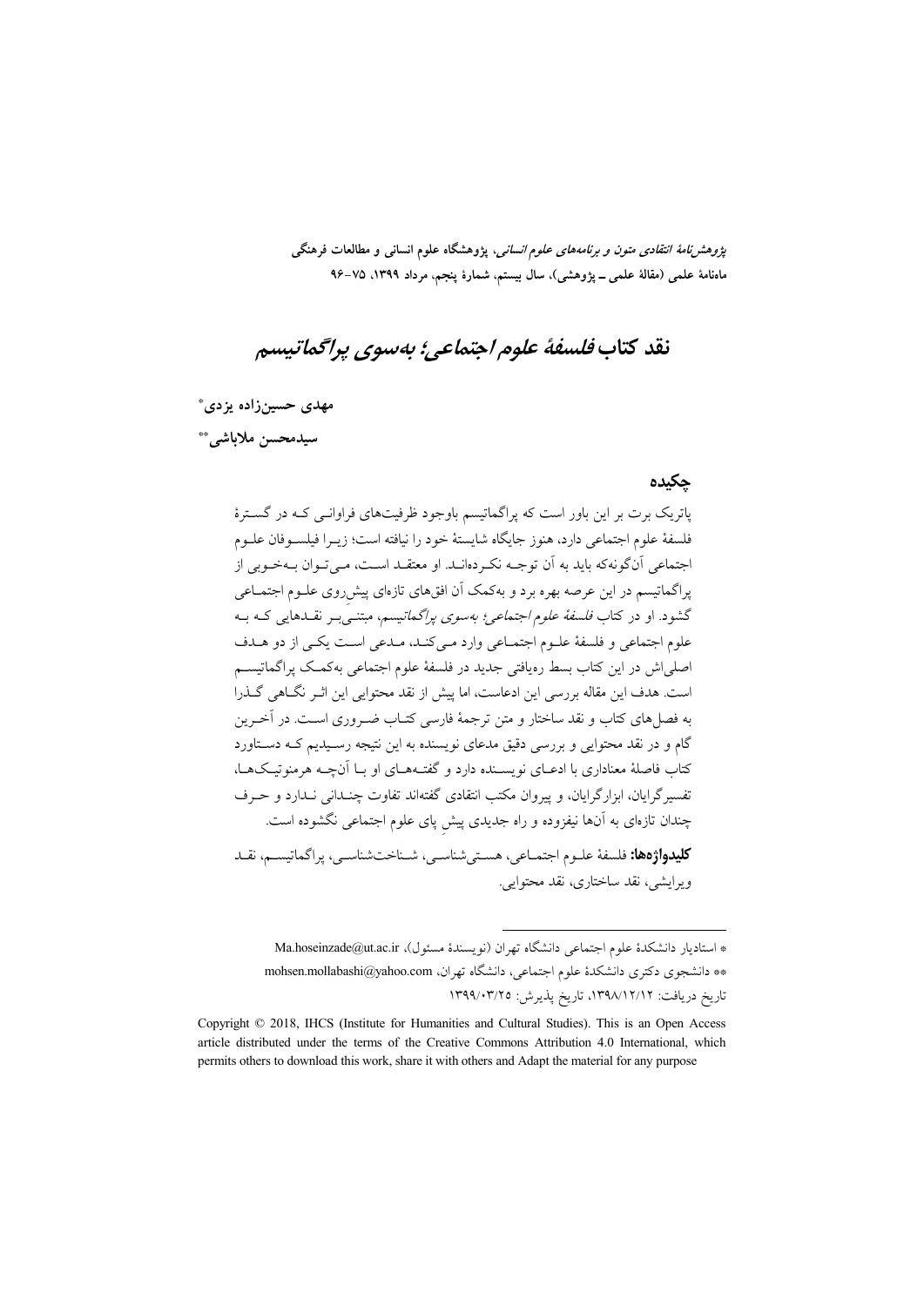# نقد کتاب *فلسفهٔ علوم اجتماعی؛ به‌سوی پراگماتیسم*

**مهدی حسین‌زاده یزدی***

**سیدمحسن ملاباشی****

## چکیده

پاتریک برت بر این باور است که پراگماتیسم باوجود ظرفیت‌های فراوانی که در گسترهٔ فلسفهٔ علوم اجتماعی دارد، هنوز جایگاه شایستهٔ خود را نیافته است؛ زیرا فیلسوفان علوم اجتماعی آن‌گونه‌که باید به آن توجه نکرده‌اند. او معتقد است، می‌توان به‌خوبی از پراگماتیسم در این عرصه بهره برد و به‌کمک آن افق‌های تازه‌ای پیش‌روی علوم اجتماعی گشود. او در کتاب *فلسفهٔ علوم اجتماعی؛ به‌سوی پراگماتیسم*، مبتنی‌بر نقدهایی که به علوم اجتماعی و فلسفهٔ علوم اجتماعی وارد می‌کند، مدعی است یکی از دو هدف اصلی‌اش در این کتاب بسط رهیافتی جدید در فلسفهٔ علوم اجتماعی به‌کمک پراگماتیسم است. هدف این مقاله بررسی این ادعاست، اما پیش از نقد محتوایی این اثر نگاهی گذرا به فصل‌های کتاب و نقد ساختار و متن ترجمهٔ فارسی کتاب ضروری است. در آخرین گام و در نقد محتوایی و بررسی دقیق مدعای نویسنده به این نتیجه رسیدیم که دستاورد کتاب فاصلهٔ معناداری با ادعای نویسنده دارد و گفته‌های او با آن‌چه هرمنوتیک‌ها، تفسیرگرایان، ابزارگرایان، و پیروان مکتب انتقادی گفته‌اند تفاوت چندانی ندارد و حرف چندان تازه‌ای به آن‌ها نیفزوده و راه جدیدی پیشِ پای علوم اجتماعی نگشوده است.

**کلیدواژه‌ها:** فلسفهٔ علوم اجتماعی، هستی‌شناسی، شناخت‌شناسی، پراگماتیسم، نقد ویرایشی، نقد ساختاری، نقد محتوایی.

---

* استادیار دانشکدهٔ علوم اجتماعی دانشگاه تهران (نویسندهٔ مسئول)، Ma.hoseinzade@ut.ac.ir

** دانشجوی دکتری دانشکدهٔ علوم اجتماعی، دانشگاه تهران، mohsen.mollabashi@yahoo.com

تاریخ دریافت: ۱۳۹۸/۱۲/۱۲، تاریخ پذیرش: ۱۳۹۹/۰۳/۲۵

Copyright © 2018, IHCS (Institute for Humanities and Cultural Studies). This is an Open Access article distributed under the terms of the Creative Commons Attribution 4.0 International, which permits others to download this work, share it with others and Adapt the material for any purpose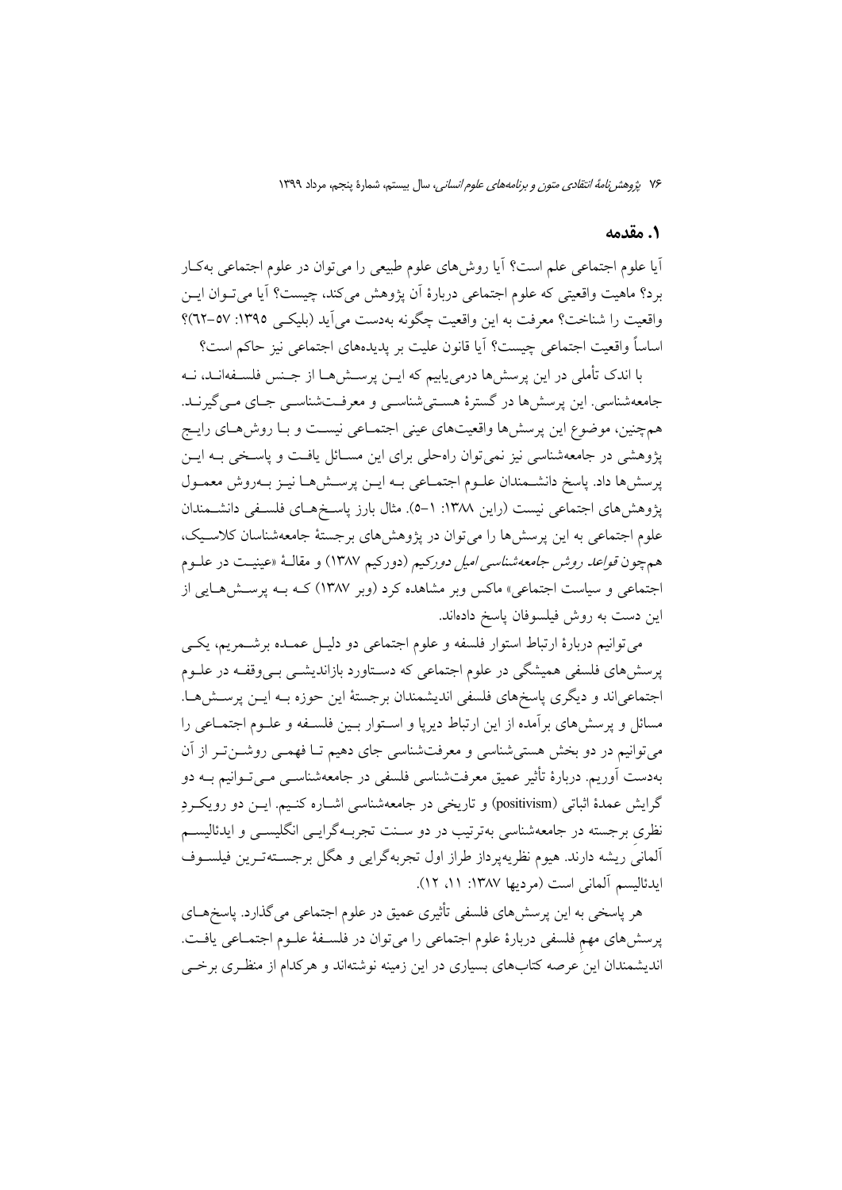## ۱. مقدمه

آیا علوم اجتماعی علم است؟ آیا روش‌های علوم طبیعی را می‌توان در علوم اجتماعی به‌کار برد؟ ماهیت واقعیتی که علوم اجتماعی دربارهٔ آن پژوهش می‌کند، چیست؟ آیا می‌توان این واقعیت را شناخت؟ معرفت به این واقعیت چگونه به‌دست می‌آید (بلیکی ۱۳۹۵: ۵۷-۶۲)؟ اساساً واقعیت اجتماعی چیست؟ آیا قانون علیت بر پدیده‌های اجتماعی نیز حاکم است؟

با اندک تأملی در این پرسش‌ها درمی‌یابیم که این پرسش‌ها از جنس فلسفه‌اند، نه جامعه‌شناسی. این پرسش‌ها در گسترهٔ هستی‌شناسی و معرفت‌شناسی جای می‌گیرند. همچنین، موضوع این پرسش‌ها واقعیت‌های عینی اجتماعی نیست و با روش‌های رایج پژوهشی در جامعه‌شناسی نیز نمی‌توان راه‌حلی برای این مسائل یافت و پاسخی به این پرسش‌ها داد. پاسخ دانشمندان علوم اجتماعی به این پرسش‌ها نیز به‌روش معمول پژوهش‌های اجتماعی نیست (راین ۱۳۸۸: ۱-۵). مثال بارز پاسخ‌های فلسفی دانشمندان علوم اجتماعی به این پرسش‌ها را می‌توان در پژوهش‌های برجستهٔ جامعه‌شناسان کلاسیک، همچون *قواعد روش جامعه‌شناسی امیل دورکیم* (دورکیم ۱۳۸۷) و مقالهٔ «عینیت در علوم اجتماعی و سیاست اجتماعی» ماکس وبر مشاهده کرد (وبر ۱۳۸۷) که به پرسش‌هایی از این دست به روش فیلسوفان پاسخ داده‌اند.

می‌توانیم دربارهٔ ارتباط استوار فلسفه و علوم اجتماعی دو دلیل عمده برشمریم، یکی پرسش‌های فلسفی همیشگی در علوم اجتماعی که دستاورد بازاندیشی بی‌وقفه در علوم اجتماعی‌اند و دیگری پاسخ‌های فلسفی اندیشمندان برجستهٔ این حوزه به این پرسش‌ها. مسائل و پرسش‌های برآمده از این ارتباط دیرپا و استوار بین فلسفه و علوم اجتماعی را می‌توانیم در دو بخش هستی‌شناسی و معرفت‌شناسی جای دهیم تا فهمی روشن‌تر از آن به‌دست آوریم. دربارهٔ تأثیر عمیق معرفت‌شناسی فلسفی در جامعه‌شناسی می‌توانیم به دو گرایش عمدهٔ اثباتی (positivism) و تاریخی در جامعه‌شناسی اشاره کنیم. این دو رویکردِ نظری برجسته در جامعه‌شناسی به‌ترتیب در دو سنت تجربه‌گرایی انگلیسی و ایدئالیسم آلمانی ریشه دارند. هیوم نظریه‌پرداز طراز اول تجربه‌گرایی و هگل برجسته‌ترین فیلسوف ایدئالیسم آلمانی است (مردیها ۱۳۸۷: ۱۱، ۱۲).

هر پاسخی به این پرسش‌های فلسفی تأثیری عمیق در علوم اجتماعی می‌گذارد. پاسخ‌های پرسش‌های مهمِ فلسفی دربارهٔ علوم اجتماعی را می‌توان در فلسفهٔ علوم اجتماعی یافت. اندیشمندان این عرصه کتاب‌های بسیاری در این زمینه نوشته‌اند و هرکدام از منظری برخی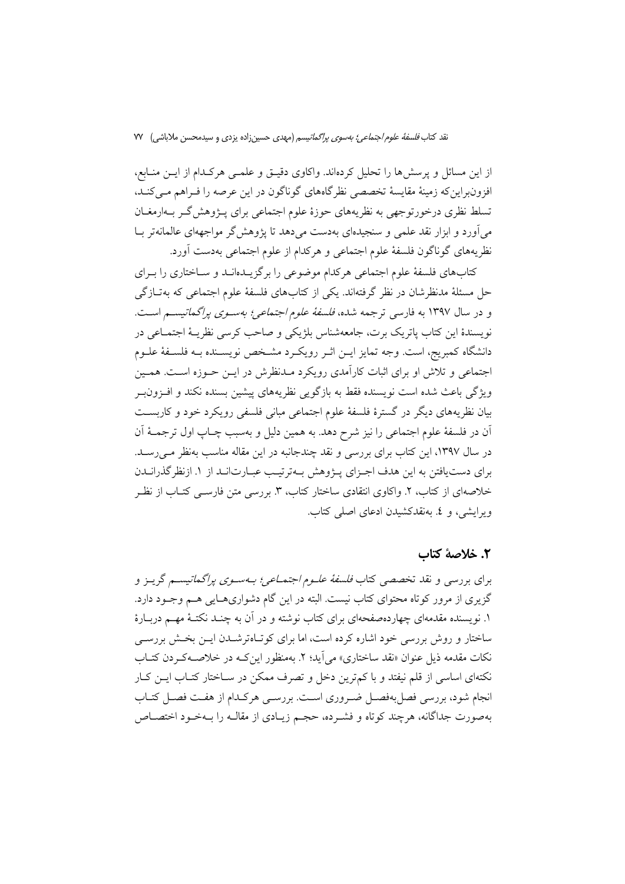از این مسائل و پرسش‌ها را تحلیل کرده‌اند. واکاوی دقیق و علمی هرکدام از این منابع، افزون‌براین‌که زمینهٔ مقایسهٔ تخصصی نظرگاه‌های گوناگون در این عرصه را فراهم می‌کند، تسلط نظری درخورتوجهی به نظریه‌های حوزهٔ علوم اجتماعی برای پژوهش‌گر به‌ارمغان می‌آورد و ابزار نقد علمی و سنجیده‌ای به‌دست می‌دهد تا پژوهش‌گر مواجهه‌ای عالمانه‌تر با نظریه‌های گوناگون فلسفهٔ علوم اجتماعی و هرکدام از علوم اجتماعی به‌دست آورد.

کتاب‌های فلسفهٔ علوم اجتماعی هرکدام موضوعی را برگزیده‌اند و ساختاری را برای حل مسئلهٔ مدنظرشان در نظر گرفته‌اند. یکی از کتاب‌های فلسفهٔ علوم اجتماعی که به‌تازگی و در سال ۱۳۹۷ به فارسی ترجمه شده، *فلسفهٔ علوم اجتماعی؛ به‌سوی پراگماتیسم* است. نویسندهٔ این کتاب پاتریک برت، جامعه‌شناس بلژیکی و صاحب کرسی نظریهٔ اجتماعی در دانشگاه کمبریج، است. وجه تمایز این اثر رویکرد مشخص نویسنده به فلسفهٔ علوم اجتماعی و تلاش او برای اثبات کارآمدی رویکرد مدنظرش در این حوزه است. همین ویژگی باعث شده است نویسنده فقط به بازگویی نظریه‌های پیشین بسنده نکند و افزون‌بر بیان نظریه‌های دیگر در گسترهٔ فلسفهٔ علوم اجتماعی مبانی فلسفی رویکرد خود و کاربست آن در فلسفهٔ علوم اجتماعی را نیز شرح دهد. به همین دلیل و به‌سبب چاپ اول ترجمهٔ آن در سال ۱۳۹۷، این کتاب برای بررسی و نقد چندجانبه در این مقاله مناسب به‌نظر می‌رسد. برای دست‌یافتن به این هدف اجزای پژوهش به‌ترتیب عبارت‌اند از ۱. ازنظرگذراندن خلاصه‌ای از کتاب، ۲. واکاوی انتقادی ساختار کتاب، ۳. بررسی متن فارسی کتاب از نظر ویرایشی، و ٤. به‌نقدکشیدن ادعای اصلی کتاب.

## ۲. خلاصهٔ کتاب

برای بررسی و نقد تخصصی کتاب *فلسفهٔ علوم اجتماعی؛ به‌سوی پراگماتیسم* گریز و گزیری از مرور کوتاه محتوای کتاب نیست. البته در این گام دشواری‌هایی هم وجود دارد. ۱. نویسنده مقدمه‌ای چهارده‌صفحه‌ای برای کتاب نوشته و در آن به چند نکتهٔ مهم دربارهٔ ساختار و روش بررسی خود اشاره کرده است، اما برای کوتاه‌ترشدن این بخش بررسی نکات مقدمه ذیل عنوان «نقد ساختاری» می‌آید؛ ۲. به‌منظور این‌که در خلاصه‌کردن کتاب نکته‌ای اساسی از قلم نیفتد و با کم‌ترین دخل و تصرف ممکن در ساختار کتاب این کار انجام شود، بررسی فصل‌به‌فصل ضروری است. بررسی هرکدام از هفت فصل کتاب به‌صورت جداگانه، هرچند کوتاه و فشرده، حجم زیادی از مقاله را به‌خود اختصاص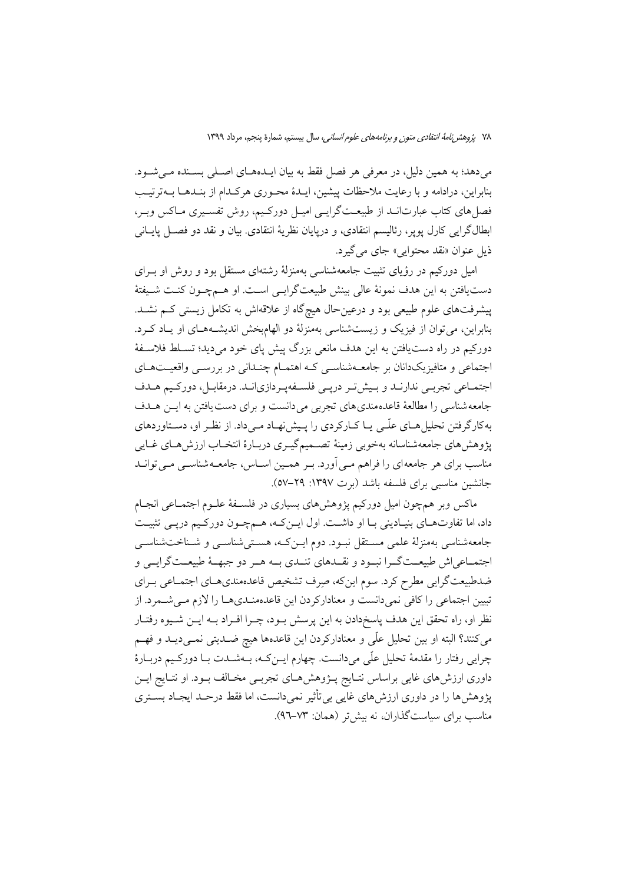می‌دهد؛ به همین دلیل، در معرفی هر فصل فقط به بیان ایده‌های اصلی بسنده می‌شود. بنابراین، درادامه و با رعایت ملاحظات پیشین، ایدهٔ محوری هرکدام از بندها به‌ترتیب فصل‌های کتاب عبارت‌اند از طبیعت‌گرایی امیل دورکیم، روش تفسیری ماکس وبر، ابطال‌گرایی کارل پوپر، رئالیسم انتقادی، و درپایان نظریهٔ انتقادی. بیان و نقد دو فصل پایانی ذیل عنوان «نقد محتوایی» جای می‌گیرد.

امیل دورکیم در رؤیای تثبیت جامعه‌شناسی به‌منزلهٔ رشته‌ای مستقل بود و روش او برای دست‌یافتن به این هدف نمونهٔ عالی بینش طبیعت‌گرایی است. او هم‌چون کنت شیفتهٔ پیشرفت‌های علوم طبیعی بود و درعین‌حال هیچ‌گاه از علاقه‌اش به تکامل زیستی کم نشد. بنابراین، می‌توان از فیزیک و زیست‌شناسی به‌منزلهٔ دو الهام‌بخش اندیشه‌های او یاد کرد. دورکیم در راه دست‌یافتن به این هدف مانعی بزرگ پیش پای خود می‌دید؛ تسلط فلاسفهٔ اجتماعی و متافیزیک‌دانان بر جامعه‌شناسی که اهتمام چندانی در بررسی واقعیت‌های اجتماعی تجربی ندارند و بیش‌تر درپی فلسفه‌پردازی‌اند. درمقابل، دورکیم هدف جامعه‌شناسی را مطالعهٔ قاعده‌مندی‌های تجربی می‌دانست و برای دست‌یافتن به این هدف به‌کارگرفتن تحلیل‌های علّی یا کارکردی را پیش‌نهاد می‌داد. از نظر او، دستاوردهای پژوهش‌های جامعه‌شناسانه به‌خوبی زمینهٔ تصمیم‌گیری دربارهٔ انتخاب ارزش‌های غایی مناسب برای هر جامعه‌ای را فراهم می‌آورد. بر همین اساس، جامعه‌شناسی می‌تواند جانشین مناسبی برای فلسفه باشد (برت ۱۳۹۷: ۲۹–۵۷).

ماکس وبر هم‌چون امیل دورکیم پژوهش‌های بسیاری در فلسفهٔ علوم اجتماعی انجام داد، اما تفاوت‌های بنیادینی با او داشت. اول این‌که، هم‌چون دورکیم درپی تثبیت جامعه‌شناسی به‌منزلهٔ علمی مستقل نبود. دوم این‌که، هستی‌شناسی و شناخت‌شناسی اجتماعی‌اش طبیعت‌گرا نبود و نقدهای تندی به هر دو جبههٔ طبیعت‌گرایی و ضدطبیعت‌گرایی مطرح کرد. سوم این‌که، صِرف تشخیص قاعده‌مندی‌های اجتماعی برای تبیین اجتماعی را کافی نمی‌دانست و معنادارکردن این قاعده‌مندی‌ها را لازم می‌شمرد. از نظر او، راه تحقق این هدف پاسخ‌دادن به این پرسش بود، چرا افراد به این شیوه رفتار می‌کنند؟ البته او بین تحلیل علّی و معنادارکردن این قاعده‌ها هیچ ضدیتی نمی‌دید و فهم چرایی رفتار را مقدمهٔ تحلیل علّی می‌دانست. چهارم این‌که، به‌شدت با دورکیم دربارهٔ داوری ارزش‌های غایی براساس نتایج پژوهش‌های تجربی مخالف بود. او نتایج این پژوهش‌ها را در داوری ارزش‌های غایی بی‌تأثیر نمی‌دانست، اما فقط درحد ایجاد بستری مناسب برای سیاست‌گذاران، نه بیش‌تر (همان: ۷۳–۹۶).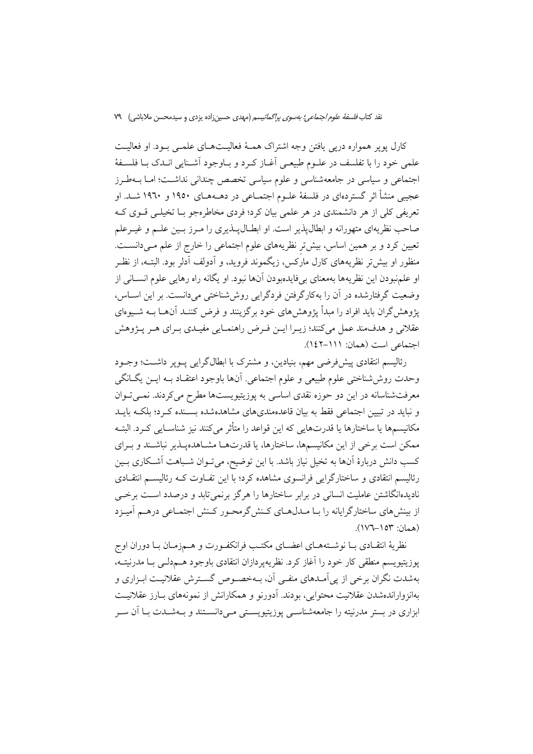کارل پوپر همواره درپی یافتن وجه اشتراک همهٔ فعالیت‌های علمی بود. او فعالیت علمی خود را با تفلسف در علوم طبیعی آغاز کرد و باوجود آشنایی اندک با فلسفهٔ اجتماعی و سیاسی در جامعه‌شناسی و علوم سیاسی تخصص چندانی نداشت؛ اما به‌طرز عجیبی منشأ اثر گسترده‌ای در فلسفهٔ علوم اجتماعی در دهه‌های ۱۹۵۰ و ۱۹۶۰ شد. او تعریفی کلی از هر دانشمندی در هر علمی بیان کرد؛ فردی مخاطره‌جو با تخیلی قوی که صاحب نظریه‌ای متهورانه و ابطال‌پذیر است. او ابطال‌پذیری را مرز بین علم و غیرعلم تعیین کرد و بر همین اساس، بیش‌تر نظریه‌های علوم اجتماعی را خارج از علم می‌دانست. منظور او بیش‌تر نظریه‌های کارل مارکس، زیگموند فروید، و آدولف آدلر بود. البته، از نظر او علم‌نبودن این نظریه‌ها به‌معنای بی‌فایده‌بودن آن‌ها نبود. او یگانه راه رهایی علوم انسانی از وضعیت گرفتارشده در آن را به‌کارگرفتن فردگرایی روش‌شناختی می‌دانست. بر این اساس، پژوهش‌گران باید افراد را مبدأ پژوهش‌های خود برگزینند و فرض کنند آن‌ها به شیوه‌ای عقلانی و هدف‌مند عمل می‌کنند؛ زیرا این فرض راهنمایی مفیدی برای هر پژوهش اجتماعی است (همان: ۱۱۱–۱۴۲).

رئالیسم انتقادی پیش‌فرضی مهم، بنیادین، و مشترک با ابطال‌گرایی پوپر داشت؛ وجود وحدت روش‌شناختی علوم طبیعی و علوم اجتماعی. آن‌ها باوجود اعتقاد به این یگانگی معرفت‌شناسانه در این دو حوزه نقدی اساسی به پوزیتیویست‌ها مطرح می‌کردند. نمی‌توان و نباید در تبیین اجتماعی فقط به بیان قاعده‌مندی‌های مشاهده‌شده بسنده کرد؛ بلکه باید مکانیسم‌ها یا ساختارها یا قدرت‌هایی که این قواعد را متأثر می‌کنند نیز شناسایی کرد. البته ممکن است برخی از این مکانیسم‌ها، ساختارها، یا قدرت‌ها مشاهده‌پذیر نباشند و برای کسب دانش دربارهٔ آن‌ها به تخیل نیاز باشد. با این توضیح، می‌توان شباهت آشکاری بین رئالیسم انتقادی و ساختارگرایی فرانسوی مشاهده کرد؛ با این تفاوت که رئالیسم انتقادی نادیده‌انگاشتن عاملیت انسانی در برابر ساختارها را هرگز برنمی‌تابد و درصدد است برخی از بینش‌های ساختارگرایانه را با مدل‌های کنش‌گرمحور کنش اجتماعی درهم آمیزد (همان: ۱۵۳–۱۷۶).

نظریهٔ انتقادی با نوشته‌های اعضای مکتب فرانکفورت و هم‌زمان با دوران اوج پوزیتیویسم منطقی کار خود را آغاز کرد. نظریه‌پردازان انتقادی باوجود هم‌دلی با مدرنیته، به‌شدت نگران برخی از پی‌آمدهای منفی آن، به‌خصوص گسترش عقلانیت ابزاری و به‌انزوارانده‌شدن عقلانیت محتوایی، بودند. آدورنو و همکارانش از نمونه‌های بارز عقلانیت ابزاری در بستر مدرنیته را جامعه‌شناسی پوزیتیویستی می‌دانستند و به‌شدت با آن سر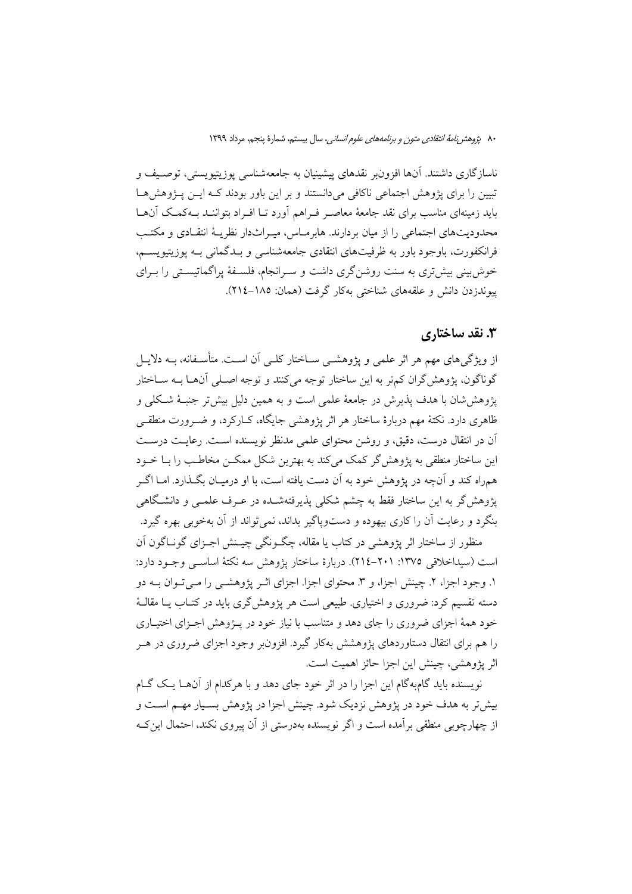ناسازگاری داشتند. آن‌ها افزون‌بر نقدهای پیشینیان به جامعه‌شناسی پوزیتیویستی، توصیف و تبیین را برای پژوهش اجتماعی ناکافی می‌دانستند و بر این باور بودند که این پژوهش‌ها باید زمینه‌ای مناسب برای نقد جامعهٔ معاصر فراهم آورد تا افراد بتوانند به‌کمک آن‌ها محدودیت‌های اجتماعی را از میان بردارند. هابرماس، میراث‌دار نظریهٔ انتقادی و مکتب فرانکفورت، باوجود باور به ظرفیت‌های انتقادی جامعه‌شناسی و بدگمانی به پوزیتیویسم، خوش‌بینی بیش‌تری به سنت روشن‌گری داشت و سرانجام، فلسفهٔ پراگماتیستی را برای پیوندزدن دانش و علقه‌های شناختی به‌کار گرفت (همان: ۱۸۵–۲۱۴).

## ۳. نقد ساختاری

از ویژگی‌های مهم هر اثر علمی و پژوهشی ساختار کلی آن است. متأسفانه، به دلایل گوناگون، پژوهش‌گران کم‌تر به این ساختار توجه می‌کنند و توجه اصلی آن‌ها به ساختار پژوهش‌شان با هدف پذیرش در جامعهٔ علمی است و به همین دلیل بیش‌تر جنبهٔ شکلی و ظاهری دارد. نکتهٔ مهم دربارهٔ ساختار هر اثر پژوهشی جایگاه، کارکرد، و ضرورت منطقی آن در انتقال درست، دقیق، و روشن محتوای علمی مدنظر نویسنده است. رعایت درست این ساختار منطقی به پژوهش‌گر کمک می‌کند به بهترین شکل ممکن مخاطب را با خود همراه کند و آن‌چه در پژوهش خود به آن دست یافته است، با او درمیان بگذارد. اما اگر پژوهش‌گر به این ساختار فقط به چشم شکلی پذیرفته‌شده در عرف علمی و دانشگاهی بنگرد و رعایت آن را کاری بیهوده و دست‌وپاگیر بداند، نمی‌تواند از آن به‌خوبی بهره گیرد.

منظور از ساختار اثر پژوهشی در کتاب یا مقاله، چگونگی چینش اجزای گوناگون آن است (سیداخلاقی ۱۳۷۵: ۲۰۱–۲۱۴). دربارهٔ ساختار پژوهش سه نکتهٔ اساسی وجود دارد: ۱. وجود اجزا، ۲. چینش اجزا، و ۳. محتوای اجزا. اجزای اثر پژوهشی را می‌توان به دو دسته تقسیم کرد: ضروری و اختیاری. طبیعی است هر پژوهش‌گری باید در کتاب یا مقالهٔ خود همهٔ اجزای ضروری را جای دهد و متناسب با نیاز خود در پژوهش اجزای اختیاری را هم برای انتقال دستاوردهای پژوهشش به‌کار گیرد. افزون‌بر وجود اجزای ضروری در هر اثر پژوهشی، چینش این اجزا حائز اهمیت است.

نویسنده باید گام‌به‌گام این اجزا را در اثر خود جای دهد و با هرکدام از آن‌ها یک گام بیش‌تر به هدف خود در پژوهش نزدیک شود. چینش اجزا در پژوهش بسیار مهم است و از چهارچوبی منطقی برآمده است و اگر نویسنده به‌درستی از آن پیروی نکند، احتمال این‌که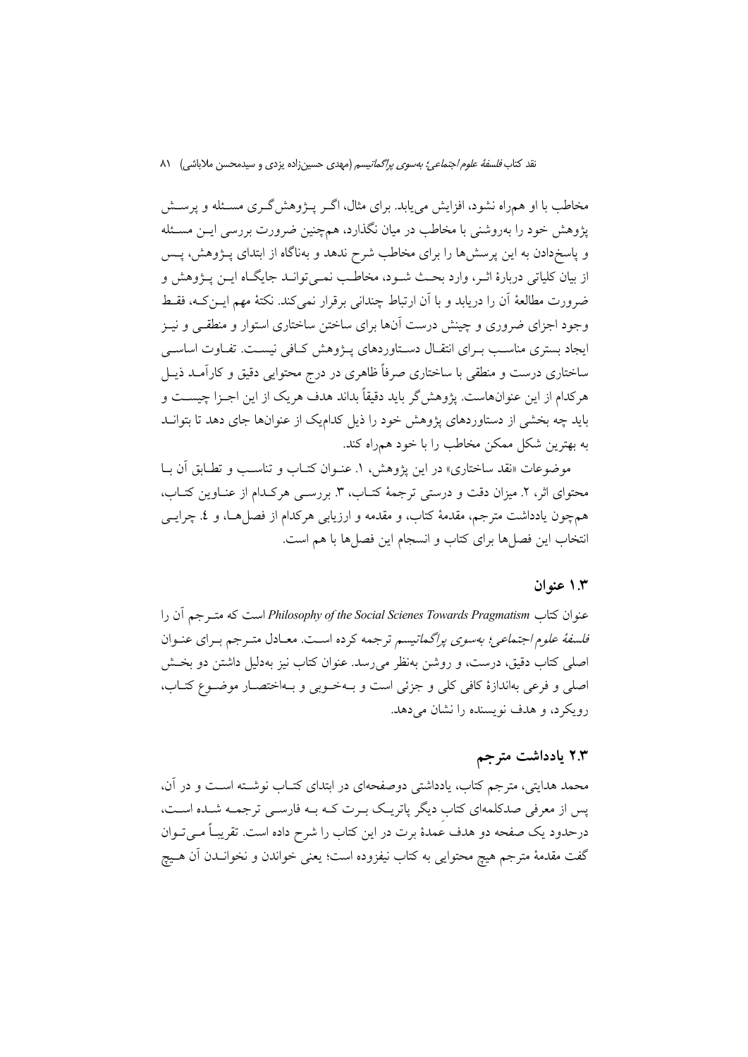مخاطب با او همراه نشود، افزایش می‌یابد. برای مثال، اگر پژوهش‌گری مسئله و پرسش پژوهش خود را به‌روشنی با مخاطب در میان نگذارد، هم‌چنین ضرورت بررسی این مسئله و پاسخ‌دادن به این پرسش‌ها را برای مخاطب شرح ندهد و به‌ناگاه از ابتدای پژوهش، پس از بیان کلیاتی دربارهٔ اثر، وارد بحث شود، مخاطب نمی‌تواند جایگاه این پژوهش و ضرورت مطالعهٔ آن را دریابد و با آن ارتباط چندانی برقرار نمی‌کند. نکتهٔ مهم این‌که، فقط وجود اجزای ضروری و چینش درست آن‌ها برای ساختن ساختاری استوار و منطقی و نیز ایجاد بستری مناسب برای انتقال دستاوردهای پژوهش کافی نیست. تفاوت اساسی ساختاری درست و منطقی با ساختاری صرفاً ظاهری در درج محتوایی دقیق و کارآمد ذیل هرکدام از این عنوان‌هاست. پژوهش‌گر باید دقیقاً بداند هدف هریک از این اجزا چیست و باید چه بخشی از دستاوردهای پژوهش خود را ذیل کدام‌یک از عنوان‌ها جای دهد تا بتواند به بهترین شکل ممکن مخاطب را با خود همراه کند.

موضوعات «نقد ساختاری» در این پژوهش، ۱. عنوان کتاب و تناسب و تطابق آن با محتوای اثر، ۲. میزان دقت و درستی ترجمهٔ کتاب، ۳. بررسی هرکدام از عناوین کتاب، هم‌چون یادداشت مترجم، مقدمهٔ کتاب، و مقدمه و ارزیابی هرکدام از فصل‌ها، و ٤. چرایی انتخاب این فصل‌ها برای کتاب و انسجام این فصل‌ها با هم است.

### ۱.۳ عنوان

عنوان کتاب *Philosophy of the Social Scienes Towards Pragmatism* است که مترجم آن را *فلسفهٔ علوم اجتماعی؛ به‌سوی پراگماتیسم* ترجمه کرده است. معادل مترجم برای عنوان اصلی کتاب دقیق، درست، و روشن به‌نظر می‌رسد. عنوان کتاب نیز به‌دلیل داشتن دو بخش اصلی و فرعی به‌اندازهٔ کافی کلی و جزئی است و به‌خوبی و به‌اختصار موضوع کتاب، رویکرد، و هدف نویسنده را نشان می‌دهد.

### ۲.۳ یادداشت مترجم

محمد هدایتی، مترجم کتاب، یادداشتی دوصفحه‌ای در ابتدای کتاب نوشته است و در آن، پس از معرفی صدکلمه‌ای کتاب دیگر پاتریک برت که به فارسی ترجمه شده است، درحدود یک صفحه دو هدف عمدهٔ برت در این کتاب را شرح داده است. تقریباً می‌توان گفت مقدمهٔ مترجم هیچ محتوایی به کتاب نیفزوده است؛ یعنی خواندن و نخواندن آن هیچ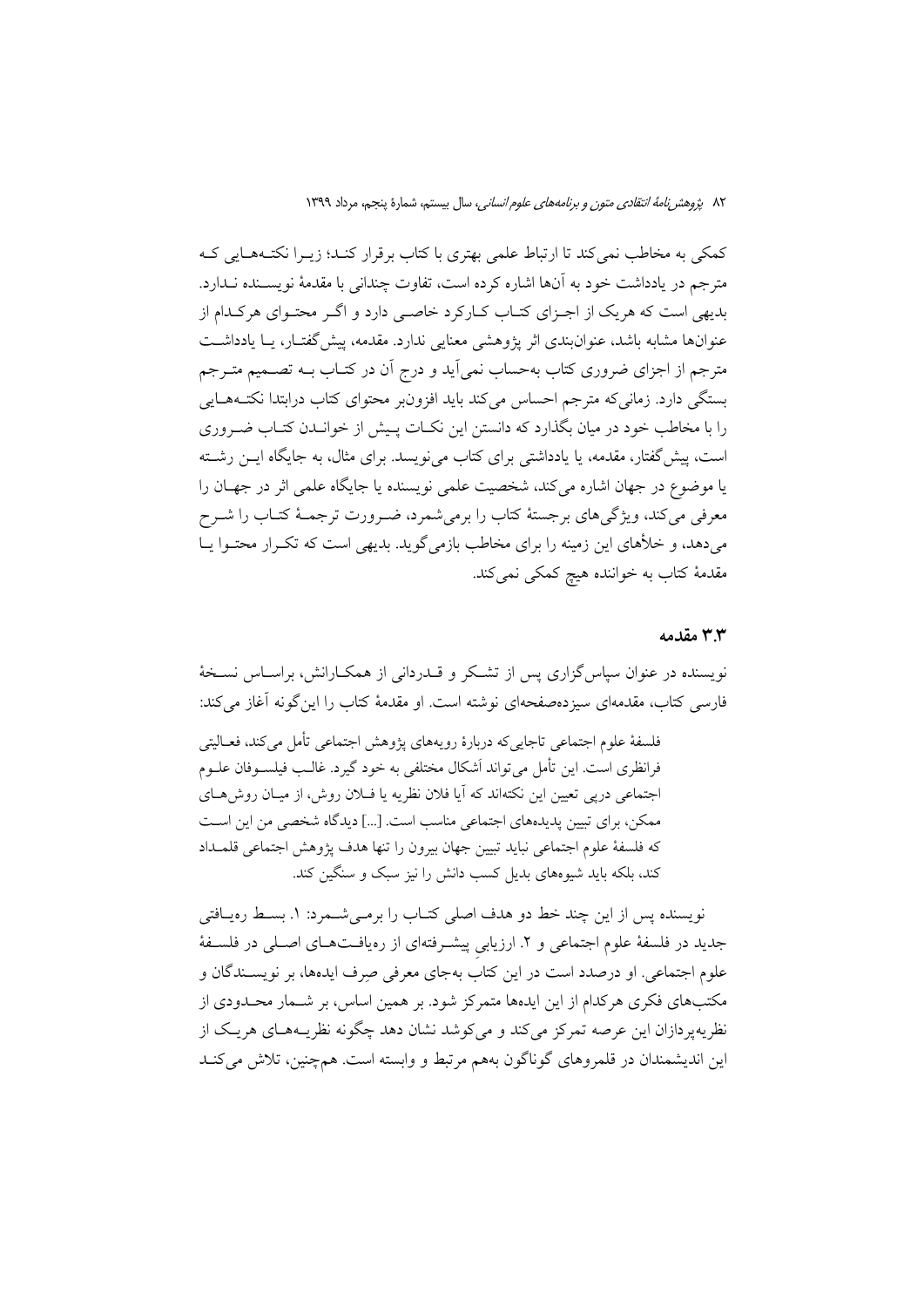کمکی به مخاطب نمی‌کند تا ارتباط علمی بهتری با کتاب برقرار کند؛ زیرا نکته‌هایی که مترجم در یادداشت خود به آن‌ها اشاره کرده است، تفاوت چندانی با مقدمهٔ نویسنده ندارد. بدیهی است که هریک از اجزای کتاب کارکرد خاصی دارد و اگر محتوای هرکدام از عنوان‌ها مشابه باشد، عنوان‌بندی اثر پژوهشی معنایی ندارد. مقدمه، پیش‌گفتار، یا یادداشت مترجم از اجزای ضروری کتاب به‌حساب نمی‌آید و درج آن در کتاب به تصمیم مترجم بستگی دارد. زمانی‌که مترجم احساس می‌کند باید افزون‌بر محتوای کتاب درابتدا نکته‌هایی را با مخاطب خود در میان بگذارد که دانستن این نکات پیش از خواندن کتاب ضروری است، پیش‌گفتار، مقدمه، یا یادداشتی برای کتاب می‌نویسد. برای مثال، به جایگاه این رشته یا موضوع در جهان اشاره می‌کند، شخصیت علمی نویسنده یا جایگاه علمی اثر در جهان را معرفی می‌کند، ویژگی‌های برجستهٔ کتاب را برمی‌شمرد، ضرورت ترجمهٔ کتاب را شرح می‌دهد، و خلأهای این زمینه را برای مخاطب بازمی‌گوید. بدیهی است که تکرار محتوا یا مقدمهٔ کتاب به خواننده هیچ کمکی نمی‌کند.

### ۳.۳ مقدمه

نویسنده در عنوان سپاس‌گزاری پس از تشکر و قدردانی از همکارانش، براساس نسخهٔ فارسی کتاب، مقدمه‌ای سیزده‌صفحه‌ای نوشته است. او مقدمهٔ کتاب را این‌گونه آغاز می‌کند:

> فلسفهٔ علوم اجتماعی تاجایی‌که دربارهٔ رویه‌های پژوهش اجتماعی تأمل می‌کند، فعالیتی فرانظری است. این تأمل می‌تواند اَشکال مختلفی به خود گیرد. غالب فیلسوفان علوم اجتماعی درپی تعیین این نکته‌اند که آیا فلان نظریه یا فلان روش، از میان روش‌های ممکن، برای تبیین پدیده‌های اجتماعی مناسب است. [...] دیدگاه شخصی من این است که فلسفهٔ علوم اجتماعی نباید تبیین جهان بیرون را تنها هدف پژوهش اجتماعی قلمداد کند، بلکه باید شیوه‌های بدیل کسب دانش را نیز سبک و سنگین کند.

نویسنده پس از این چند خط دو هدف اصلی کتاب را برمی‌شمرد: ۱. بسط رهیافتی جدید در فلسفهٔ علوم اجتماعی و ۲. ارزیابیِ پیشرفته‌ای از رهیافت‌های اصلی در فلسفهٔ علوم اجتماعی. او درصدد است در این کتابِ به‌جای معرفی صِرف ایده‌ها، بر نویسندگان و مکتب‌های فکری هرکدام از این ایده‌ها متمرکز شود. بر همین اساس، بر شمار محدودی از نظریه‌پردازان این عرصه تمرکز می‌کند و می‌کوشد نشان دهد چگونه نظریه‌های هریک از این اندیشمندان در قلمروهای گوناگون به‌هم مرتبط و وابسته است. هم‌چنین، تلاش می‌کند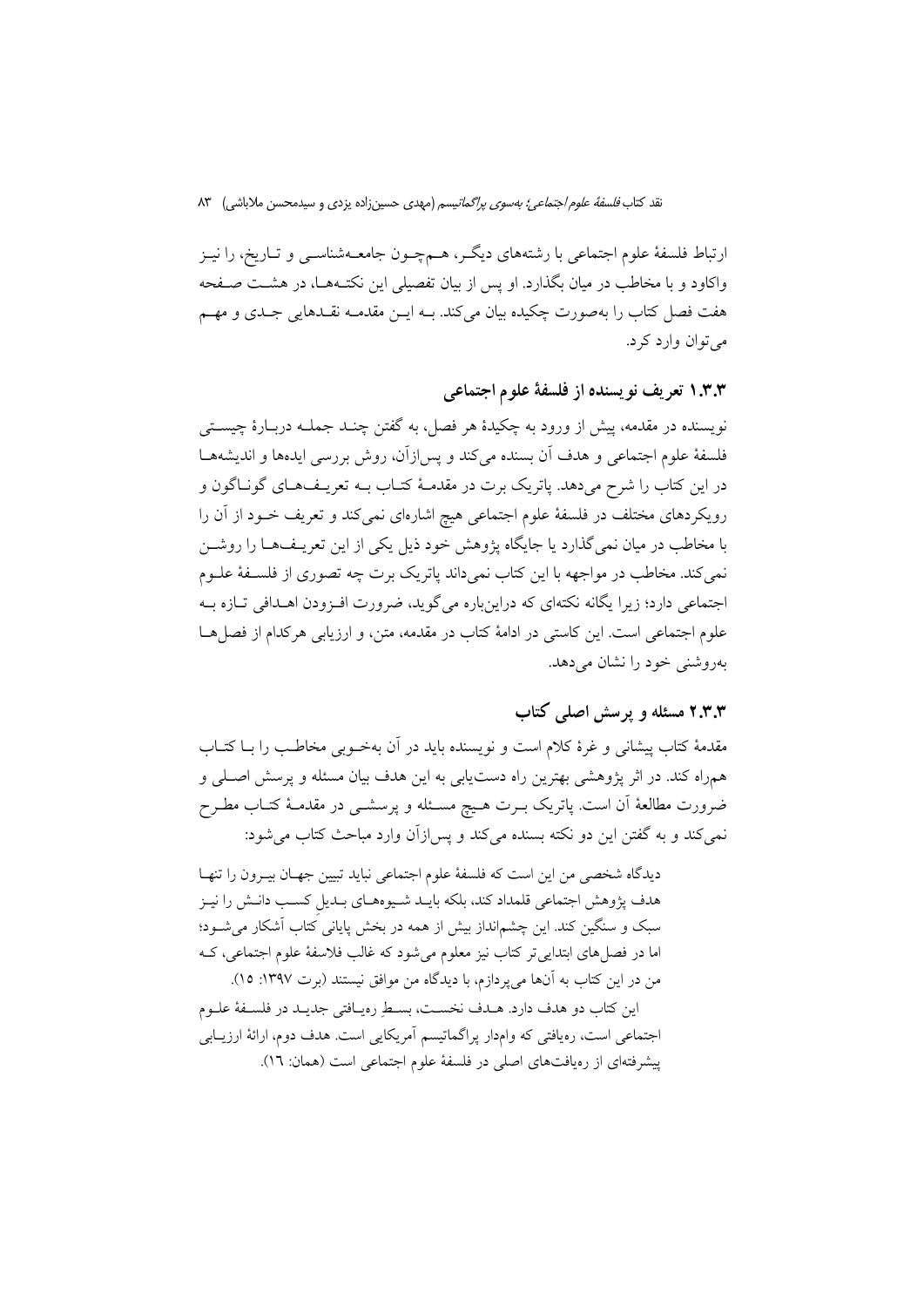ارتباط فلسفهٔ علوم اجتماعی با رشته‌های دیگر، هم‌چون جامعه‌شناسی و تاریخ، را نیز واکاود و با مخاطب در میان بگذارد. او پس از بیان تفصیلی این نکته‌ها، در هشت صفحه هفت فصل کتاب را به‌صورت چکیده بیان می‌کند. به این مقدمه نقدهایی جدی و مهم می‌توان وارد کرد.

### ۱.۳.۳ تعریف نویسنده از فلسفهٔ علوم اجتماعی

نویسنده در مقدمه، پیش از ورود به چکیدهٔ هر فصل، به گفتن چند جمله دربارهٔ چیستی فلسفهٔ علوم اجتماعی و هدف آن بسنده می‌کند و پس‌ازآن، روش بررسی ایده‌ها و اندیشه‌ها در این کتاب را شرح می‌دهد. پاتریک برت در مقدمهٔ کتاب به تعریف‌های گوناگون و رویکردهای مختلف در فلسفهٔ علوم اجتماعی هیچ اشاره‌ای نمی‌کند و تعریف خود از آن را با مخاطب در میان نمی‌گذارد یا جایگاه پژوهش خود ذیل یکی از این تعریف‌ها را روشن نمی‌کند. مخاطب در مواجهه با این کتاب نمی‌داند پاتریک برت چه تصوری از فلسفهٔ علوم اجتماعی دارد؛ زیرا یگانه نکته‌ای که دراین‌باره می‌گوید، ضرورت افزودن اهدافی تازه به علوم اجتماعی است. این کاستی در ادامهٔ کتاب در مقدمه، متن، و ارزیابی هرکدام از فصل‌ها به‌روشنی خود را نشان می‌دهد.

### ۲.۳.۳ مسئله و پرسش اصلی کتاب

مقدمهٔ کتاب پیشانی و غرهٔ کلام است و نویسنده باید در آن به‌خوبی مخاطب را با کتاب همراه کند. در اثر پژوهشی بهترین راه دست‌یابی به این هدف بیان مسئله و پرسش اصلی و ضرورت مطالعهٔ آن است. پاتریک برت هیچ مسئله و پرسشی در مقدمهٔ کتاب مطرح نمی‌کند و به گفتن این دو نکته بسنده می‌کند و پس‌ازآن وارد مباحث کتاب می‌شود:

> دیدگاه شخصی من این است که فلسفهٔ علوم اجتماعی نباید تبیین جهان بیرون را تنها هدف پژوهش اجتماعی قلمداد کند، بلکه باید شیوه‌های بدیل کسب دانش را نیز سبک و سنگین کند. این چشم‌انداز بیش از همه در بخش پایانی کتاب آشکار می‌شود؛ اما در فصل‌های ابتدایی‌تر کتاب نیز معلوم می‌شود که غالب فلاسفهٔ علوم اجتماعی، که من در این کتاب به آن‌ها می‌پردازم، با دیدگاه من موافق نیستند (برت ۱۳۹۷: ۱۵).
>
> این کتاب دو هدف دارد. هدف نخست، بسطِ رهیافتی جدید در فلسفهٔ علوم اجتماعی است، رهیافتی که وام‌دار پراگماتیسم آمریکایی است. هدف دوم، ارائهٔ ارزیابی پیشرفته‌ای از رهیافت‌های اصلی در فلسفهٔ علوم اجتماعی است (همان: ۱٦).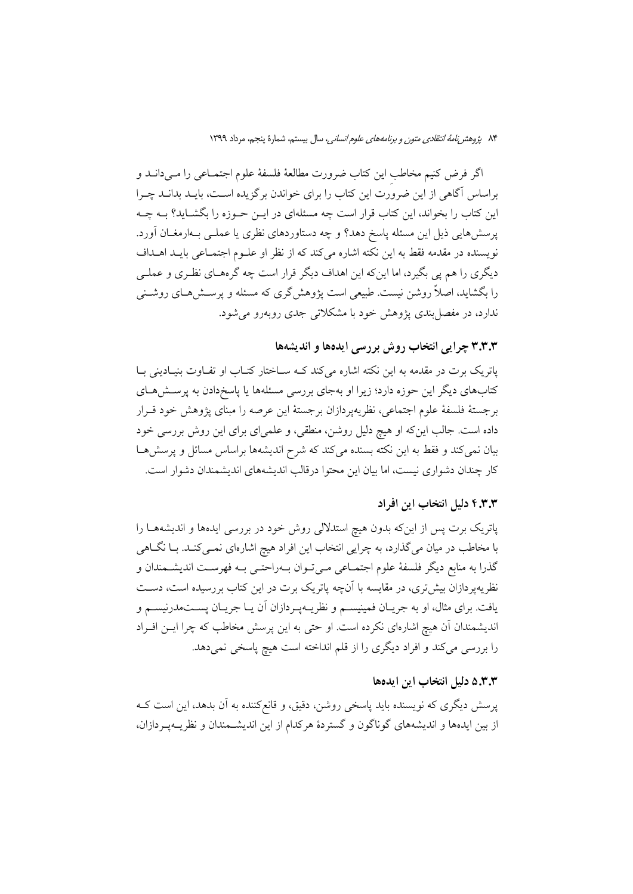اگر فرض کنیم مخاطبِ این کتاب ضرورت مطالعهٔ فلسفهٔ علوم اجتماعی را می‌داند و براساس آگاهی از این ضرورت این کتاب را برای خواندن برگزیده است، باید بداند چرا این کتاب را بخواند، این کتاب قرار است چه مسئله‌ای در این حوزه را بگشاید؟ به چه پرسش‌هایی ذیل این مسئله پاسخ دهد؟ و چه دستاوردهای نظری یا عملی به‌ارمغان آورد. نویسنده در مقدمه فقط به این نکته اشاره می‌کند که از نظر او علوم اجتماعی باید اهداف دیگری را هم پی بگیرد، اما این‌که این اهداف دیگر قرار است چه گره‌های نظری و عملی را بگشاید، اصلاً روشن نیست. طبیعی است پژوهش‌گری که مسئله و پرسش‌های روشنی ندارد، در مفصل‌بندی پژوهش خود با مشکلاتی جدی روبه‌رو می‌شود.

### ۳.۳.۳ چرایی انتخاب روش بررسی ایده‌ها و اندیشه‌ها

پاتریک برت در مقدمه به این نکته اشاره می‌کند که ساختار کتاب او تفاوت بنیادینی با کتاب‌های دیگر این حوزه دارد؛ زیرا او به‌جای بررسی مسئله‌ها یا پاسخ‌دادن به پرسش‌های برجستهٔ فلسفهٔ علوم اجتماعی، نظریه‌پردازان برجستهٔ این عرصه را مبنای پژوهش خود قرار داده است. جالب این‌که او هیچ دلیل روشن، منطقی، و علمی‌ای برای این روش بررسی خود بیان نمی‌کند و فقط به این نکته بسنده می‌کند که شرح اندیشه‌ها براساس مسائل و پرسش‌ها کار چندان دشواری نیست، اما بیان این محتوا درقالب اندیشه‌های اندیشمندان دشوار است.

### ۴.۳.۳ دلیل انتخاب این افراد

پاتریک برت پس از این‌که بدون هیچ استدلالی روش خود در بررسی ایده‌ها و اندیشه‌ها را با مخاطب در میان می‌گذارد، به چرایی انتخاب این افراد هیچ اشاره‌ای نمی‌کند. با نگاهی گذرا به منابع دیگر فلسفهٔ علوم اجتماعی می‌توان به‌راحتی به فهرست اندیشمندان و نظریه‌پردازان بیش‌تری، در مقایسه با آن‌چه پاتریک برت در این کتاب بررسیده است، دست یافت. برای مثال، او به جریان فمینیسم و نظریه‌پردازان آن یا جریان پست‌مدرنیسم و اندیشمندان آن هیچ اشاره‌ای نکرده است. او حتی به این پرسش مخاطب که چرا این افراد را بررسی می‌کند و افراد دیگری را از قلم انداخته است هیچ پاسخی نمی‌دهد.

### ۵.۳.۳ دلیل انتخاب این ایده‌ها

پرسش دیگری که نویسنده باید پاسخی روشن، دقیق، و قانع‌کننده به آن بدهد، این است که از بین ایده‌ها و اندیشه‌های گوناگون و گستردهٔ هرکدام از این اندیشمندان و نظریه‌پردازان،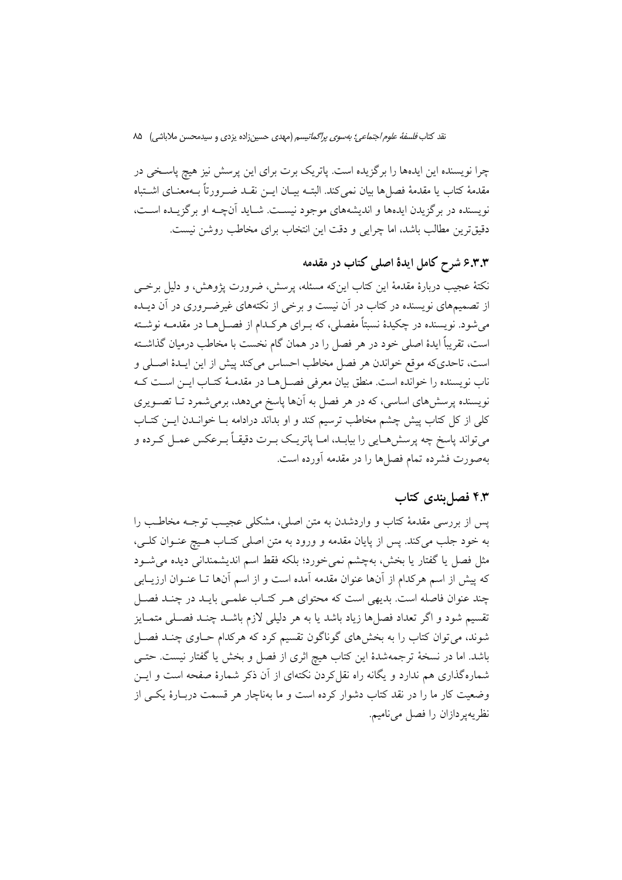چرا نویسنده این ایده‌ها را برگزیده است. پاتریک برت برای این پرسش نیز هیچ پاسخی در مقدمهٔ کتاب یا مقدمهٔ فصل‌ها بیان نمی‌کند. البته بیان این نقد ضرورتاً به‌معنای اشتباه نویسنده در برگزیدن ایده‌ها و اندیشه‌های موجود نیست. شاید آن‌چه او برگزیده است، دقیق‌ترین مطالب باشد، اما چرایی و دقت این انتخاب برای مخاطب روشن نیست.

### ۶.۳.۳ شرح کامل ایدهٔ اصلی کتاب در مقدمه

نکتهٔ عجیب دربارهٔ مقدمهٔ این کتاب این‌که مسئله، پرسش، ضرورت پژوهش، و دلیل برخی از تصمیم‌های نویسنده در کتاب در آن نیست و برخی از نکته‌های غیرضروری در آن دیده می‌شود. نویسنده در چکیدهٔ نسبتاً مفصلی، که برای هرکدام از فصل‌ها در مقدمه نوشته است، تقریباً ایدهٔ اصلی خود در هر فصل را در همان گام نخست با مخاطب درمیان گذاشته است، تاحدی‌که موقع خواندن هر فصل مخاطب احساس می‌کند پیش از این ایدهٔ اصلی و ناب نویسنده را خوانده است. منطق بیان معرفی فصل‌ها در مقدمهٔ کتاب این است که نویسنده پرسش‌های اساسی، که در هر فصل به آن‌ها پاسخ می‌دهد، برمی‌شمرد تا تصویری کلی از کل کتاب پیش چشم مخاطب ترسیم کند و او بداند درادامه با خواندن این کتاب می‌تواند پاسخ چه پرسش‌هایی را بیابد، اما پاتریک برت دقیقاً برعکس عمل کرده و به‌صورت فشرده تمام فصل‌ها را در مقدمه آورده است.

## ۴.۳ فصل‌بندی کتاب

پس از بررسی مقدمهٔ کتاب و واردشدن به متن اصلی، مشکلی عجیب توجه مخاطب را به خود جلب می‌کند. پس از پایان مقدمه و ورود به متن اصلی کتاب هیچ عنوان کلی، مثل فصل یا گفتار یا بخش، به‌چشم نمی‌خورد؛ بلکه فقط اسم اندیشمندانی دیده می‌شود که پیش از اسم هرکدام از آن‌ها عنوان مقدمه آمده است و از اسم آن‌ها تا عنوان ارزیابی چند عنوان فاصله است. بدیهی است که محتوای هر کتاب علمی باید در چند فصل تقسیم شود و اگر تعداد فصل‌ها زیاد باشد یا به هر دلیلی لازم باشد چند فصلی متمایز شوند، می‌توان کتاب را به بخش‌های گوناگون تقسیم کرد که هرکدام حاوی چند فصل باشد. اما در نسخهٔ ترجمه‌شدهٔ این کتاب هیچ اثری از فصل و بخش یا گفتار نیست. حتی شماره‌گذاری هم ندارد و یگانه راه نقل‌کردن نکته‌ای از آن ذکر شمارهٔ صفحه است و این وضعیت کار ما را در نقد کتاب دشوار کرده است و ما به‌ناچار هر قسمت دربارهٔ یکی از نظریه‌پردازان را فصل می‌نامیم.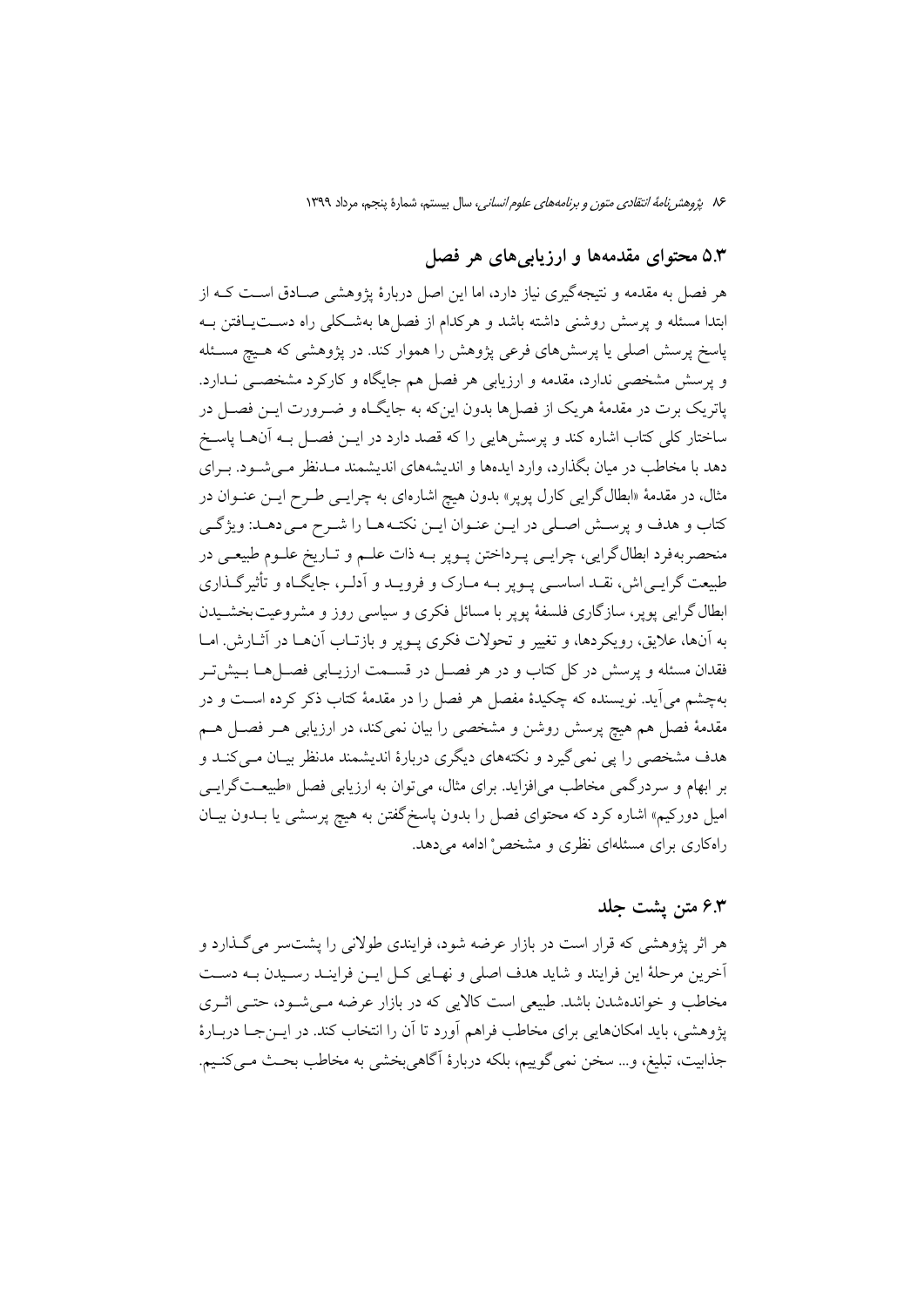## ۵.۳ محتوای مقدمه‌ها و ارزیابی‌های هر فصل

هر فصل به مقدمه و نتیجه‌گیری نیاز دارد، اما این اصل دربارهٔ پژوهشی صادق است که از ابتدا مسئله و پرسش روشنی داشته باشد و هرکدام از فصل‌ها به‌شکلی راه دست‌یافتن به پاسخ پرسش اصلی یا پرسش‌های فرعی پژوهش را هموار کند. در پژوهشی که هیچ مسئله و پرسش مشخصی ندارد، مقدمه و ارزیابی هر فصل هم جایگاه و کارکرد مشخصی ندارد. پاتریک برت در مقدمهٔ هریک از فصل‌ها بدون این‌که به جایگاه و ضرورت این فصل در ساختار کلی کتاب اشاره کند و پرسش‌هایی را که قصد دارد در این فصل به آن‌ها پاسخ دهد با مخاطب در میان بگذارد، وارد ایده‌ها و اندیشه‌های اندیشمند مدنظر می‌شود. برای مثال، در مقدمهٔ «ابطال‌گرایی کارل پوپر» بدون هیچ اشاره‌ای به چرایی طرح این عنوان در کتاب و هدف و پرسش اصلی در این عنوان این نکته‌ها را شرح می‌دهد: ویژگی منحصربه‌فرد ابطال‌گرایی، چرایی پرداختن پوپر به ذات علم و تاریخ علوم طبیعی در طبیعت گرایی‌اش، نقد اساسی پوپر به مارک و فروید و آدلر، جایگاه و تأثیرگذاری ابطال گرایی پوپر، سازگاری فلسفهٔ پوپر با مسائل فکری و سیاسی روز و مشروعیت‌بخشیدن به آن‌ها، علایق، رویکردها، و تغییر و تحولات فکری پوپر و بازتاب آن‌ها در آثارش. اما فقدان مسئله و پرسش در کل کتاب و در هر فصل در قسمت ارزیابی فصل‌ها بیش‌تر به‌چشم می‌آید. نویسنده که چکیدهٔ مفصل هر فصل را در مقدمهٔ کتاب ذکر کرده است و در مقدمهٔ فصل هم هیچ پرسش روشن و مشخصی را بیان نمی‌کند، در ارزیابی هر فصل هم هدف مشخصی را پی نمی‌گیرد و نکته‌های دیگری دربارهٔ اندیشمند مدنظر بیان می‌کند و بر ابهام و سردرگمی مخاطب می‌افزاید. برای مثال، می‌توان به ارزیابی فصل «طبیعت‌گرایی امیل دورکیم» اشاره کرد که محتوای فصل را بدون پاسخ‌گفتن به هیچ پرسشی یا بدون بیان راه‌کاری برای مسئله‌ای نظری و مشخص ادامه می‌دهد.

## ۶.۳ متن پشت جلد

هر اثر پژوهشی که قرار است در بازار عرضه شود، فرایندی طولانی را پشت‌سر می‌گذارد و آخرین مرحلهٔ این فرایند و شاید هدف اصلی و نهایی کل این فرایند رسیدن به دست مخاطب و خوانده‌شدن باشد. طبیعی است کالایی که در بازار عرضه می‌شود، حتی اثری پژوهشی، باید امکان‌هایی برای مخاطب فراهم آورد تا آن را انتخاب کند. در این‌جا دربارهٔ جذابیت، تبلیغ، و... سخن نمی‌گوییم، بلکه دربارهٔ آگاهی‌بخشی به مخاطب بحث می‌کنیم.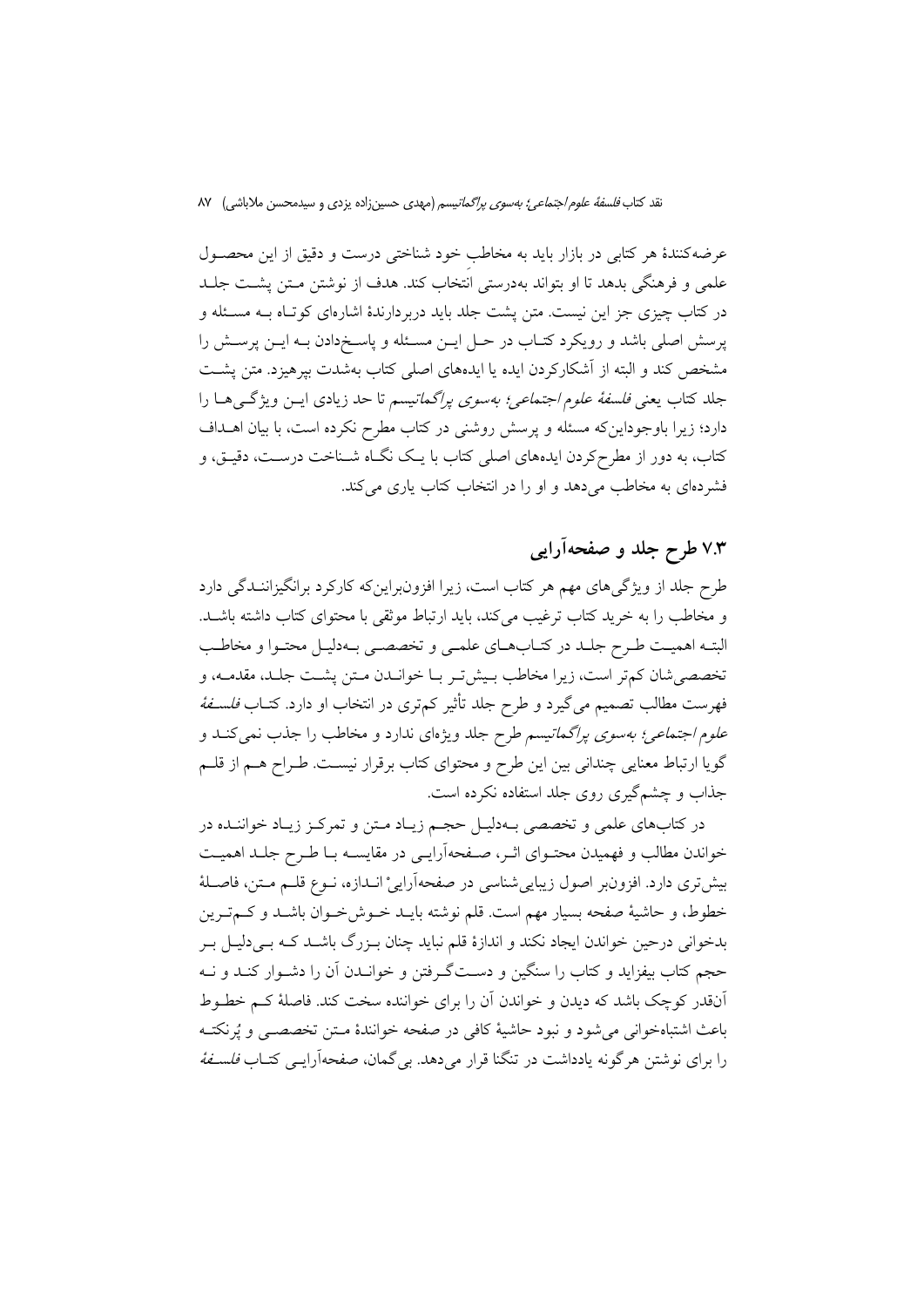عرضه‌کنندهٔ هر کتابی در بازار باید به مخاطب خود شناختی درست و دقیق از این محصول علمی و فرهنگی بدهد تا او بتواند به‌درستی انتخاب کند. هدف از نوشتن متن پشت جلد در کتاب چیزی جز این نیست. متن پشت جلد باید دربردارندهٔ اشاره‌ای کوتاه به مسئله و پرسش اصلی باشد و رویکرد کتاب در حل این مسئله و پاسخ‌دادن به این پرسش را مشخص کند و البته از آشکارکردن ایده یا ایده‌های اصلی کتاب به‌شدت بپرهیزد. متن پشت جلد کتاب یعنی *فلسفهٔ علوم اجتماعی؛ به‌سوی پراگماتیسم* تا حد زیادی این ویژگی‌ها را دارد؛ زیرا باوجوداین‌که مسئله و پرسش روشنی در کتاب مطرح نکرده است، با بیان اهداف کتاب، به دور از مطرح‌کردن ایده‌های اصلی کتاب با یک نگاه شناخت درست، دقیق، و فشرده‌ای به مخاطب می‌دهد و او را در انتخاب کتاب یاری می‌کند.

## ۷.۳ طرح جلد و صفحه‌آرایی

طرح جلد از ویژگی‌های مهم هر کتاب است، زیرا افزون‌براین‌که کارکرد برانگیزانندگی دارد و مخاطب را به خرید کتاب ترغیب می‌کند، باید ارتباط موثقی با محتوای کتاب داشته باشد. البته اهمیت طرح جلد در کتاب‌های علمی و تخصصی به‌دلیل محتوا و مخاطب تخصصی‌شان کم‌تر است، زیرا مخاطب بیش‌تر با خواندن متن پشت جلد، مقدمه، و فهرست مطالب تصمیم می‌گیرد و طرح جلد تأثیر کم‌تری در انتخاب او دارد. کتاب *فلسفهٔ علوم اجتماعی؛ به‌سوی پراگماتیسم* طرح جلد ویژه‌ای ندارد و مخاطب را جذب نمی‌کند و گویا ارتباط معنایی چندانی بین این طرح و محتوای کتاب برقرار نیست. طراح هم از قلم جذاب و چشم‌گیری روی جلد استفاده نکرده است.

در کتاب‌های علمی و تخصصی به‌دلیل حجم زیاد متن و تمرکز زیاد خواننده در خواندن مطالب و فهمیدن محتوای اثر، صفحه‌آرایی در مقایسه با طرح جلد اهمیت بیش‌تری دارد. افزون‌بر اصول زیبایی‌شناسی در صفحه‌آرایی، اندازه، نوع قلم متن، فاصلهٔ خطوط، و حاشیهٔ صفحه بسیار مهم است. قلم نوشته باید خوش‌خوان باشد و کم‌ترین بدخوانی درحین خواندن ایجاد نکند و اندازهٔ قلم نباید چنان بزرگ باشد که بی‌دلیل بر حجم کتاب بیفزاید و کتاب را سنگین و دست‌گرفتن و خواندن آن را دشوار کند و نه آن‌قدر کوچک باشد که دیدن و خواندن آن را برای خواننده سخت کند. فاصلهٔ کم خطوط باعث اشتباه‌خوانی می‌شود و نبود حاشیهٔ کافی در صفحه خوانندهٔ متن تخصصی و پُرنکته را برای نوشتن هرگونه یادداشت در تنگنا قرار می‌دهد. بی‌گمان، صفحه‌آرایی کتاب *فلسفهٔ*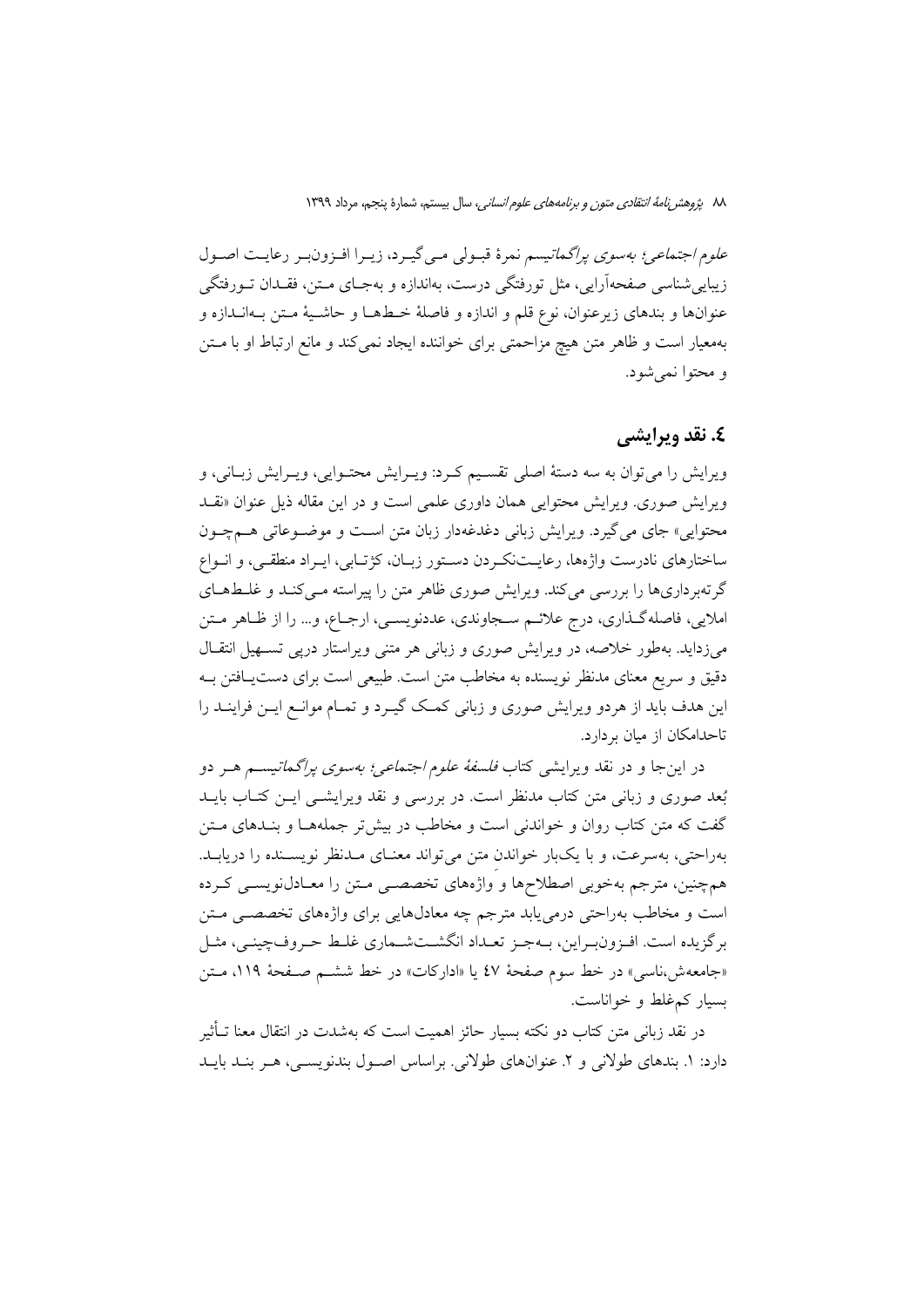*علوم اجتماعی؛ به‌سوی پراگماتیسم* نمرهٔ قبولی می‌گیرد، زیرا افزون‌بر رعایت اصول زیبایی‌شناسی صفحه‌آرایی، مثل تورفتگی درست، به‌اندازه و به‌جای متن، فقدان تورفتگی عنوان‌ها و بندهای زیرعنوان، نوع قلم و اندازه و فاصلهٔ خط‌ها و حاشیهٔ متن به‌اندازه و به‌معیار است و ظاهر متن هیچ مزاحمتی برای خواننده ایجاد نمی‌کند و مانع ارتباط او با متن و محتوا نمی‌شود.

## ٤. نقد ویرایشی

ویرایش را می‌توان به سه دستهٔ اصلی تقسیم کرد: ویرایش محتوایی، ویرایش زبانی، و ویرایش صوری. ویرایش محتوایی همان داوری علمی است و در این مقاله ذیل عنوان «نقد محتوایی» جای می‌گیرد. ویرایش زبانی دغدغه‌دار زبان متن است و موضوعاتی هم‌چون ساختارهای نادرست واژه‌ها، رعایت‌نکردن دستور زبان، کژتابی، ایراد منطقی، و انواع گرته‌برداری‌ها را بررسی می‌کند. ویرایش صوری ظاهر متن را پیراسته می‌کند و غلط‌های املایی، فاصله‌گذاری، درج علائم سجاوندی، عددنویسی، ارجاع، و... را از ظاهر متن می‌زداید. به‌طور خلاصه، در ویرایش صوری و زبانی هر متنی ویراستار درپی تسهیل انتقال دقیق و سریع معنای مدنظر نویسنده به مخاطب متن است. طبیعی است برای دست‌یافتن به این هدف باید از هردو ویرایش صوری و زبانی کمک گیرد و تمام موانع این فرایند را تاحدامکان از میان بردارد.

در این‌جا و در نقد ویرایشی کتاب *فلسفهٔ علوم اجتماعی؛ به‌سوی پراگماتیسم* هر دو بُعد صوری و زبانی متن کتاب مدنظر است. در بررسی و نقد ویرایشی این کتاب باید گفت که متن کتاب روان و خواندنی است و مخاطب در بیش‌تر جمله‌ها و بندهای متن به‌راحتی، به‌سرعت، و با یک‌بار خواندنِ متن می‌تواند معنای مدنظر نویسنده را دریابد. هم‌چنین، مترجم به‌خوبی اصطلاح‌ها و واژه‌های تخصصی متن را معادل‌نویسی کرده است و مخاطب به‌راحتی درمی‌یابد مترجم چه معادل‌هایی برای واژه‌های تخصصی متن برگزیده است. افزون‌براین، به‌جز تعداد انگشت‌شماری غلط حروف‌چینی، مثل «جامعه‌ش،ناسی» در خط سوم صفحهٔ ٤٧ یا «ادارکات» در خط ششم صفحهٔ ١١٩، متن بسیار کم‌غلط و خواناست.

در نقد زبانی متن کتاب دو نکته بسیار حائز اهمیت است که به‌شدت در انتقال معنا تأثیر دارد: ١. بندهای طولانی و ٢. عنوان‌های طولانی. براساس اصول بندنویسی، هر بند باید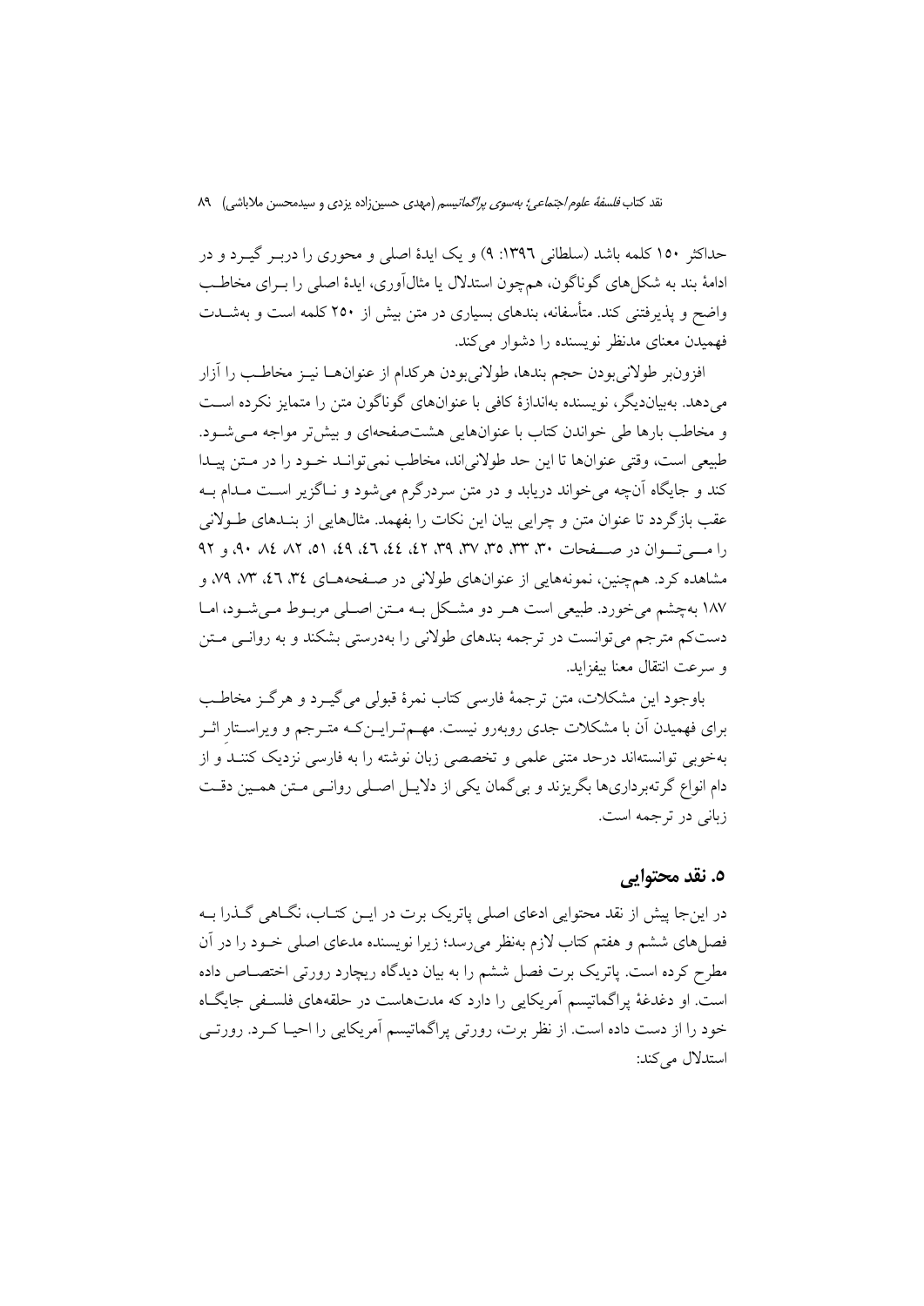حداکثر ۱۵۰ کلمه باشد (سلطانی ۱۳۹۶: ۹) و یک ایدهٔ اصلی و محوری را دربر گیرد و در ادامهٔ بند به شکل‌های گوناگون، هم‌چون استدلال یا مثال‌آوری، ایدهٔ اصلی را برای مخاطب واضح و پذیرفتنی کند. متأسفانه، بندهای بسیاری در متن بیش از ۲۵۰ کلمه است و به‌شدت فهمیدن معنای مدنظر نویسنده را دشوار می‌کند.

افزون‌بر طولانی‌بودن حجم بندها، طولانی‌بودن هرکدام از عنوان‌ها نیز مخاطب را آزار می‌دهد. به‌بیان‌دیگر، نویسنده به‌اندازهٔ کافی با عنوان‌های گوناگون متن را متمایز نکرده است و مخاطب بارها طی خواندن کتاب با عنوان‌هایی هشت‌صفحه‌ای و بیش‌تر مواجه می‌شود. طبیعی است، وقتی عنوان‌ها تا این حد طولانی‌اند، مخاطب نمی‌تواند خود را در متن پیدا کند و جایگاه آن‌چه می‌خواند دریابد و در متن سردرگم می‌شود و ناگزیر است مدام به عقب بازگردد تا عنوان متن و چرایی بیان این نکات را بفهمد. مثال‌هایی از بندهای طولانی را می‌توان در صفحات ۳۰، ۳۳، ۳۵، ۳۷، ۳۹، ۴۲، ۴۴، ۴۶، ۴۹، ۵۱، ۸۲، ۸۴، ۹۰، و ۹۲ مشاهده کرد. هم‌چنین، نمونه‌هایی از عنوان‌های طولانی در صفحه‌های ۳۴، ۴۶، ۷۳، ۷۹، و ۱۸۷ به‌چشم می‌خورد. طبیعی است هر دو مشکل به متن اصلی مربوط می‌شود، اما دست‌کم مترجم می‌توانست در ترجمه بندهای طولانی را به‌درستی بشکند و به روانی متن و سرعت انتقال معنا بیفزاید.

باوجود این مشکلات، متن ترجمهٔ فارسی کتاب نمرهٔ قبولی می‌گیرد و هرگز مخاطب برای فهمیدن آن با مشکلات جدی روبه‌رو نیست. مهم‌تر این‌که مترجم و ویراستارِ اثر به‌خوبی توانسته‌اند درحد متنی علمی و تخصصی زبان نوشته را به فارسی نزدیک کنند و از دام انواع گرته‌برداری‌ها بگریزند و بی‌گمان یکی از دلایل اصلی روانی متن همین دقت زبانی در ترجمه است.

## ۵. نقد محتوایی

در این‌جا پیش از نقد محتوایی ادعای اصلی پاتریک برت در این کتاب، نگاهی گذرا به فصل‌های ششم و هفتم کتاب لازم به‌نظر می‌رسد؛ زیرا نویسنده مدعای اصلی خود را در آن مطرح کرده است. پاتریک برت فصل ششم را به بیان دیدگاه ریچارد رورتی اختصاص داده است. او دغدغهٔ پراگماتیسم آمریکایی را دارد که مدت‌هاست در حلقه‌های فلسفی جایگاه خود را از دست داده است. از نظر برت، رورتی پراگماتیسم آمریکایی را احیا کرد. رورتی استدلال می‌کند: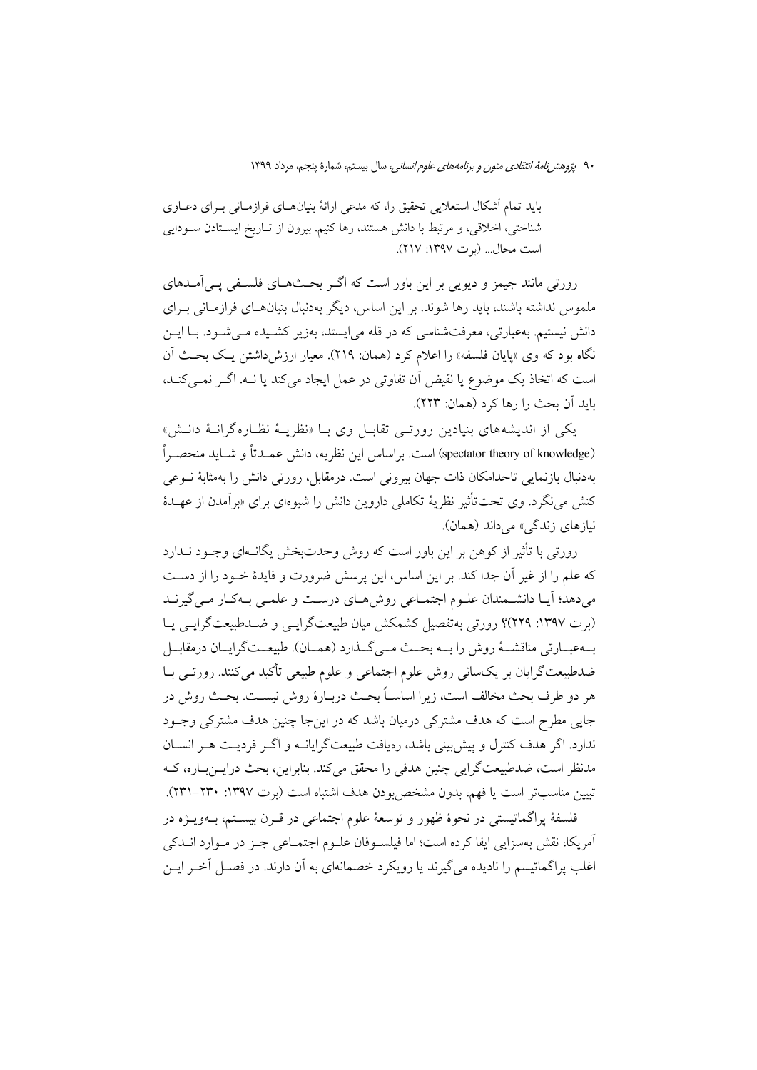باید تمام اَشکال استعلایی تحقیق را، که مدعی ارائهٔ بنیان‌های فرازمانی برای دعاوی شناختی، اخلاقی، و مرتبط با دانش هستند، رها کنیم. بیرون از تاریخ ایستادن سودایی است محال... (برت ۱۳۹۷: ۲۱۷).

رورتی مانند جیمز و دیویی بر این باور است که اگر بحث‌های فلسفی پی‌آمدهای ملموس نداشته باشند، باید رها شوند. بر این اساس، دیگر به‌دنبال بنیان‌های فرازمانی برای دانش نیستیم. به‌عبارتی، معرفت‌شناسی که در قله می‌ایستد، به‌زیر کشیده می‌شود. با این نگاه بود که وی «پایان فلسفه» را اعلام کرد (همان: ۲۱۹). معیار ارزش‌داشتن یک بحث آن است که اتخاذ یک موضوع یا نقیض آن تفاوتی در عمل ایجاد می‌کند یا نه. اگر نمی‌کند، باید آن بحث را رها کرد (همان: ۲۲۳).

یکی از اندیشه‌های بنیادین رورتی تقابل وی با «نظریهٔ نظاره‌گرانهٔ دانش» (spectator theory of knowledge) است. براساس این نظریه، دانش عمدتاً و شاید منحصراً به‌دنبال بازنمایی تاحدامکان ذات جهان بیرونی است. درمقابل، رورتی دانش را به‌مثابهٔ نوعی کنش می‌نگرد. وی تحت‌تأثیر نظریهٔ تکاملی داروین دانش را شیوه‌ای برای «برآمدن از عهدهٔ نیازهای زندگی» می‌داند (همان).

رورتی با تأثیر از کوهن بر این باور است که روش وحدت‌بخش یگانه‌ای وجود ندارد که علم را از غیر آن جدا کند. بر این اساس، این پرسش ضرورت و فایدهٔ خود را از دست می‌دهد؛ آیا دانشمندان علوم اجتماعی روش‌های درست و علمی به‌کار می‌گیرند (برت ۱۳۹۷: ۲۲۹)؟ رورتی به‌تفصیل کشمکش میان طبیعت‌گرایی و ضدطبیعت‌گرایی یا به‌عبارتی مناقشهٔ روش را به بحث می‌گذارد (همان). طبیعت‌گرایان درمقابل ضدطبیعت‌گرایان بر یک‌سانی روش علوم اجتماعی و علوم طبیعی تأکید می‌کنند. رورتی با هر دو طرف بحث مخالف است، زیرا اساساً بحث دربارهٔ روش نیست. بحث روش در جایی مطرح است که هدف مشترکی درمیان باشد که در این‌جا چنین هدف مشترکی وجود ندارد. اگر هدف کنترل و پیش‌بینی باشد، رهیافت طبیعت‌گرایانه و اگر فردیت هر انسان مدنظر است، ضدطبیعت‌گرایی چنین هدفی را محقق می‌کند. بنابراین، بحث دراین‌باره، که تبیین مناسب‌تر است یا فهم، بدون مشخص‌بودن هدف اشتباه است (برت ۱۳۹۷: ۲۳۰–۲۳۱).

فلسفهٔ پراگماتیستی در نحوهٔ ظهور و توسعهٔ علوم اجتماعی در قرن بیستم، به‌ویژه در آمریکا، نقش به‌سزایی ایفا کرده است؛ اما فیلسوفان علوم اجتماعی جز در موارد اندکی اغلب پراگماتیسم را نادیده می‌گیرند یا رویکرد خصمانه‌ای به آن دارند. در فصل آخر این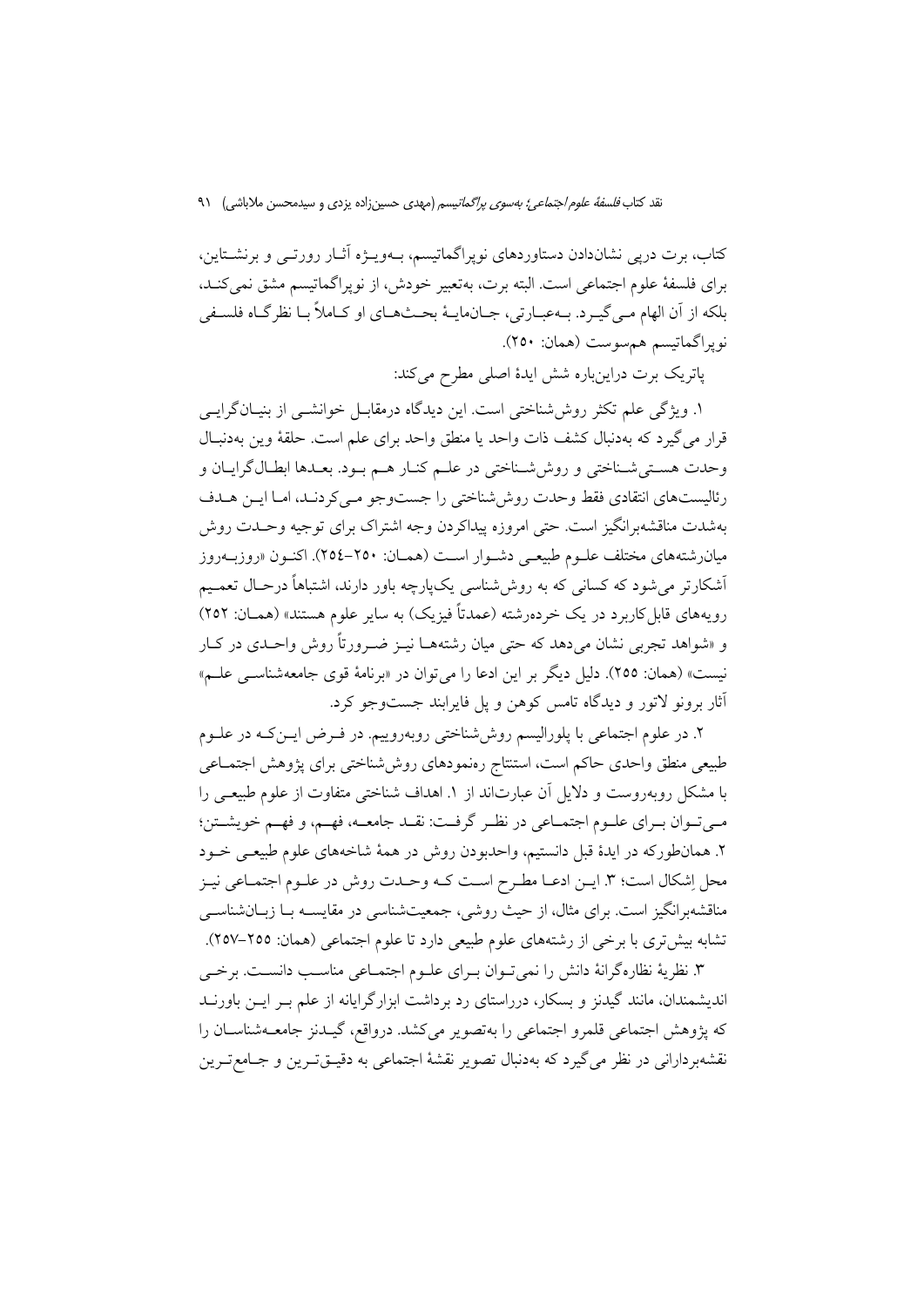کتاب، برت درپی نشان‌دادن دستاوردهای نوپراگماتیسم، به‌ویژه آثار رورتی و برنشتاین، برای فلسفهٔ علوم اجتماعی است. البته برت، به‌تعبیر خودش، از نوپراگماتیسم مشق نمی‌کند، بلکه از آن الهام می‌گیرد. به‌عبارتی، جان‌مایهٔ بحث‌های او کاملاً با نظرگاه فلسفی نوپراگماتیسم هم‌سوست (همان: ۲۵۰).

پاتریک برت دراین‌باره شش ایدهٔ اصلی مطرح می‌کند:

۱. ویژگی علم تکثر روش‌شناختی است. این دیدگاه درمقابل خوانشی از بنیان‌گرایی قرار می‌گیرد که به‌دنبال کشف ذات واحد یا منطق واحد برای علم است. حلقهٔ وین به‌دنبال وحدت هستی‌شناختی و روش‌شناختی در علم کنار هم بود. بعدها ابطال‌گرایان و رئالیست‌های انتقادی فقط وحدت روش‌شناختی را جست‌وجو می‌کردند، اما این هدف به‌شدت مناقشه‌برانگیز است. حتی امروزه پیداکردن وجه اشتراک برای توجیه وحدت روش میان‌رشته‌های مختلف علوم طبیعی دشوار است (همان: ۲۵۰–۲۵۴). اکنون «روزبه‌روز آشکارتر می‌شود که کسانی که به روش‌شناسی یک‌پارچه باور دارند، اشتباهاً درحال تعمیم رویه‌های قابل‌کاربرد در یک خرده‌رشته (عمدتاً فیزیک) به سایر علوم هستند» (همان: ۲۵۲) و «شواهد تجربی نشان می‌دهد که حتی میان رشته‌ها نیز ضرورتاً روش واحدی در کار نیست» (همان: ۲۵۵). دلیل دیگر بر این ادعا را می‌توان در «برنامهٔ قوی جامعه‌شناسی علم» آثار برونو لاتور و دیدگاه تامس کوهن و پل فایرابند جست‌وجو کرد.

۲. در علوم اجتماعی با پلورالیسم روش‌شناختی روبه‌روییم. در فرض این‌که در علوم طبیعی منطق واحدی حاکم است، استنتاج ره‌نمودهای روش‌شناختی برای پژوهش اجتماعی با مشکل روبه‌روست و دلایل آن عبارت‌اند از ۱. اهداف شناختی متفاوت از علوم طبیعی را می‌توان برای علوم اجتماعی در نظر گرفت: نقد جامعه، فهم، و فهم خویشتن؛ ۲. همان‌طورکه در ایدهٔ قبل دانستیم، واحدبودن روش در همهٔ شاخه‌های علوم طبیعی خود محل اِشکال است؛ ۳. این ادعا مطرح است که وحدت روش در علوم اجتماعی نیز مناقشه‌برانگیز است. برای مثال، از حیث روشی، جمعیت‌شناسی در مقایسه با زبان‌شناسی تشابه بیش‌تری با برخی از رشته‌های علوم طبیعی دارد تا علوم اجتماعی (همان: ۲۵۵–۲۵۷).

۳. نظریهٔ نظاره‌گرانهٔ دانش را نمی‌توان برای علوم اجتماعی مناسب دانست. برخی اندیشمندان، مانند گیدنز و بسکار، درراستای رد برداشت ابزارگرایانه از علم بر این باورند که پژوهش اجتماعی قلمرو اجتماعی را به‌تصویر می‌کشد. درواقع، گیدنز جامعه‌شناسان را نقشه‌بردارانی در نظر می‌گیرد که به‌دنبال تصویر نقشهٔ اجتماعی به دقیق‌ترین و جامع‌ترین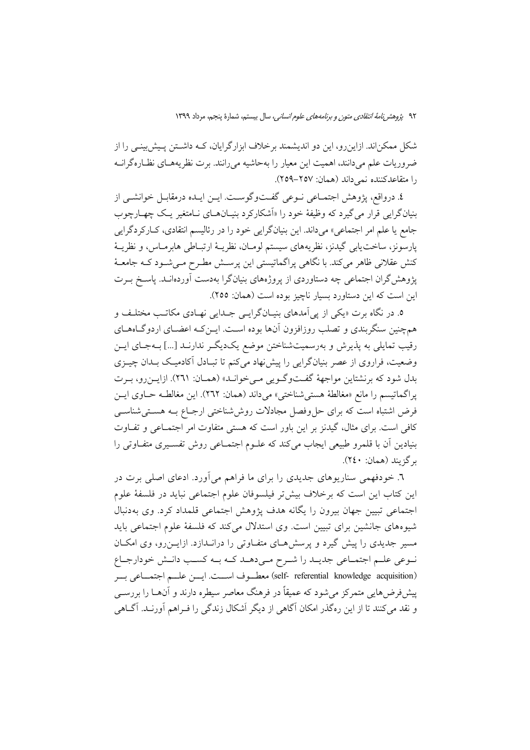شکل ممکن‌اند. ازاین‌رو، این دو اندیشمند برخلاف ابزارگرایان، کـه داشـتن پـیش‌بینـی را از ضروریات علم می‌دانند، اهمیت این معیار را به‌حاشیه می‌رانند. برت نظریه‌هـای نظـاره‌گرانـه را متقاعدکننده نمی‌داند (همان: ۲۵۷-۲۵۹).

٤. درواقع، پژوهش اجتمـاعی نـوعی گفـت‌وگوسـت. ایـن ایـده درمقابـل خوانشـی از بنیان‌گرایی قرار می‌گیرد که وظیفهٔ خود را «آشکارکرد بنیـان‌هـای نـامتغیر یـک چهـارچوب جامع یا علم امر اجتماعی» می‌داند. این بنیان‌گرایی خود را در رئالیسم انتقادی، کـارکردگرایی پارسونز، ساخت‌یابی گیدنز، نظریه‌های سیستم لومـان، نظریـهٔ ارتبـاطی هابرمـاس، و نظریـهٔ کنش عقلانی ظاهر می‌کند. با نگاهی پراگماتیستی این پرسـش مطـرح مـی‌شـود کـه جامعـهٔ پژوهش‌گران اجتماعی چه دستاوردی از پروژه‌های بنیان‌گرا به‌دست آورده‌انـد. پاسـخ بـرت این است که این دستاورد بسیار ناچیز بوده است (همان: ۲۵۵).

٥. در نگاه برت «یکی از پی‌آمدهای بنیـان‌گرایـی جـدایی نهـادی مکاتـب مختلـف و هم‌چنین سنگربندی و تصلب روزافزون آن‌ها بوده اسـت. ایـن‌کـه اعضـای اردوگـاه‌هـای رقیب تمایلی به پذیرش و به‌رسمیت‌شناختن موضع یک‌دیگـر ندارنـد [...] بـه‌جـای ایـن وضعیت، فراروی از عصر بنیان‌گرایی را پیش‌نهاد می‌کنم تا تبـادل آکادمیـک بـدان چیـزی بدل شود که برنشتاین مواجههٔ گفـت‌وگـویی مـی‌خوانـد» (همـان: ٢٦١). ازایـن‌رو، بـرت پراگماتیسم را مانع «مغالطهٔ هستی‌شناختی» می‌داند (همان: ٢٦٢). این مغالطـه حـاوی ایـن فرض اشتباه است که برای حل‌وفصل مجادلات روش‌شناختی ارجـاع بـه هسـتی‌شناسـی کافی است. برای مثال، گیدنز بر این باور است که هستی متفاوت امر اجتمـاعی و تفـاوت بنیادین آن با قلمرو طبیعی ایجاب می‌کند که علـوم اجتمـاعی روش تفسـیری متفـاوتی را برگزیند (همان: ٢٤٠).

٦. خودفهمی سناریوهای جدیدی را برای ما فراهم می‌آورد. ادعای اصلی برت در این کتاب این است که برخلاف بیش‌تر فیلسوفان علوم اجتماعی نباید در فلسفهٔ علوم اجتماعی تبیین جهان بیرون را یگانه هدف پژوهش اجتماعی قلمداد کرد. وی به‌دنبال شیوه‌های جانشین برای تبیین است. وی استدلال می‌کند که فلسفهٔ علوم اجتماعی باید مسیر جدیدی را پیش گیرد و پرسش‌هـای متفـاوتی را درانـدازد. ازایـن‌رو، وی امکـان نـوعی علـم اجتمـاعی جدیـد را شـرح مـی‌دهـد کـه بـه کسـب دانـش خودارجـاع (self- referential knowledge acquisition) معطـوف اسـت. ایـن علـم اجتمـاعی بـر پیش‌فرض‌هایی متمرکز می‌شود که عمیقاً در فرهنگ معاصر سیطره دارند و آن‌هـا را بررسـی و نقد می‌کنند تا از این ره‌گذر امکان آگاهی از دیگر اَشکال زندگی را فـراهم آورنـد. آگـاهی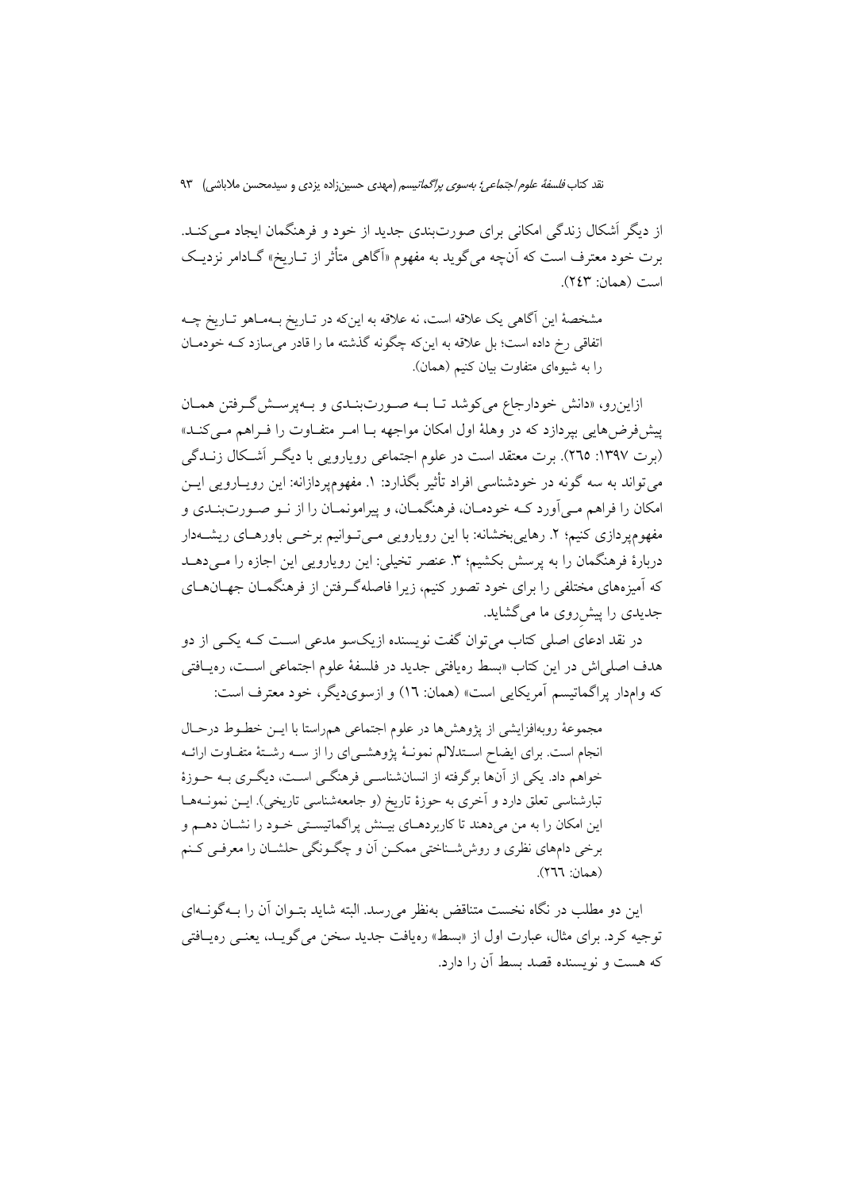از دیگر اَشکال زندگی امکانی برای صورت‌بندی جدید از خود و فرهنگمان ایجاد می‌کند. برت خود معترف است که آن‌چه می‌گوید به مفهوم «آگاهی متأثر از تاریخ» گادامر نزدیک است (همان: ۲۴۳).

> مشخصهٔ این آگاهی یک علاقه است، نه علاقه به این‌که در تاریخ به‌ماهو تاریخ چه اتفاقی رخ داده است؛ بل علاقه به این‌که چگونه گذشته ما را قادر می‌سازد که خودمان را به شیوه‌ای متفاوت بیان کنیم (همان).

ازاین‌رو، «دانش خودارجاع می‌کوشد تا به صورت‌بندی و به‌پرسش‌گرفتن همان پیش‌فرض‌هایی بپردازد که در وهلهٔ اول امکان مواجهه با امر متفاوت را فراهم می‌کند» (برت ۱۳۹۷: ۲۶۵). برت معتقد است در علوم اجتماعی رویارویی با دیگر اَشکال زندگی می‌تواند به سه گونه در خودشناسی افراد تأثیر بگذارد: ۱. مفهوم‌پردازانه: این رویارویی این امکان را فراهم می‌آورد که خودمان، فرهنگمان، و پیرامونمان را از نو صورت‌بندی و مفهوم‌پردازی کنیم؛ ۲. رهایی‌بخشانه: با این رویارویی می‌توانیم برخی باورهای ریشه‌دار دربارهٔ فرهنگمان را به پرسش بکشیم؛ ۳. عنصر تخیلی: این رویارویی این اجازه را می‌دهد که آمیزه‌های مختلفی را برای خود تصور کنیم، زیرا فاصله‌گرفتن از فرهنگمان جهان‌های جدیدی را پیش‌روی ما می‌گشاید.

در نقد ادعای اصلی کتاب می‌توان گفت نویسنده ازیک‌سو مدعی است که یکی از دو هدف اصلی‌اش در این کتاب «بسط رهیافتی جدید در فلسفهٔ علوم اجتماعی است، رهیافتی که وامدار پراگماتیسم آمریکایی است» (همان: ۱۶) و ازسوی‌دیگر، خود معترف است:

> مجموعهٔ روبه‌افزایشی از پژوهش‌ها در علوم اجتماعی هم‌راستا با این خطوط درحال انجام است. برای ایضاح استدلالم نمونهٔ پژوهشی‌ای را از سه رشتهٔ متفاوت ارائه خواهم داد. یکی از آن‌ها برگرفته از انسان‌شناسی فرهنگی است، دیگری به حوزهٔ تبارشناسی تعلق دارد و آخری به حوزهٔ تاریخ (و جامعه‌شناسی تاریخی). این نمونه‌ها این امکان را به من می‌دهند تا کاربردهای بینش پراگماتیستی خود را نشان دهم و برخی دام‌های نظری و روش‌شناختی ممکن آن و چگونگی حلشان را معرفی کنم (همان: ۲۶۶).

این دو مطلب در نگاه نخست متناقض به‌نظر می‌رسد. البته شاید بتوان آن را به‌گونه‌ای توجیه کرد. برای مثال، عبارت اول از «بسط» رهیافت جدید سخن می‌گوید، یعنی رهیافتی که هست و نویسنده قصد بسط آن را دارد.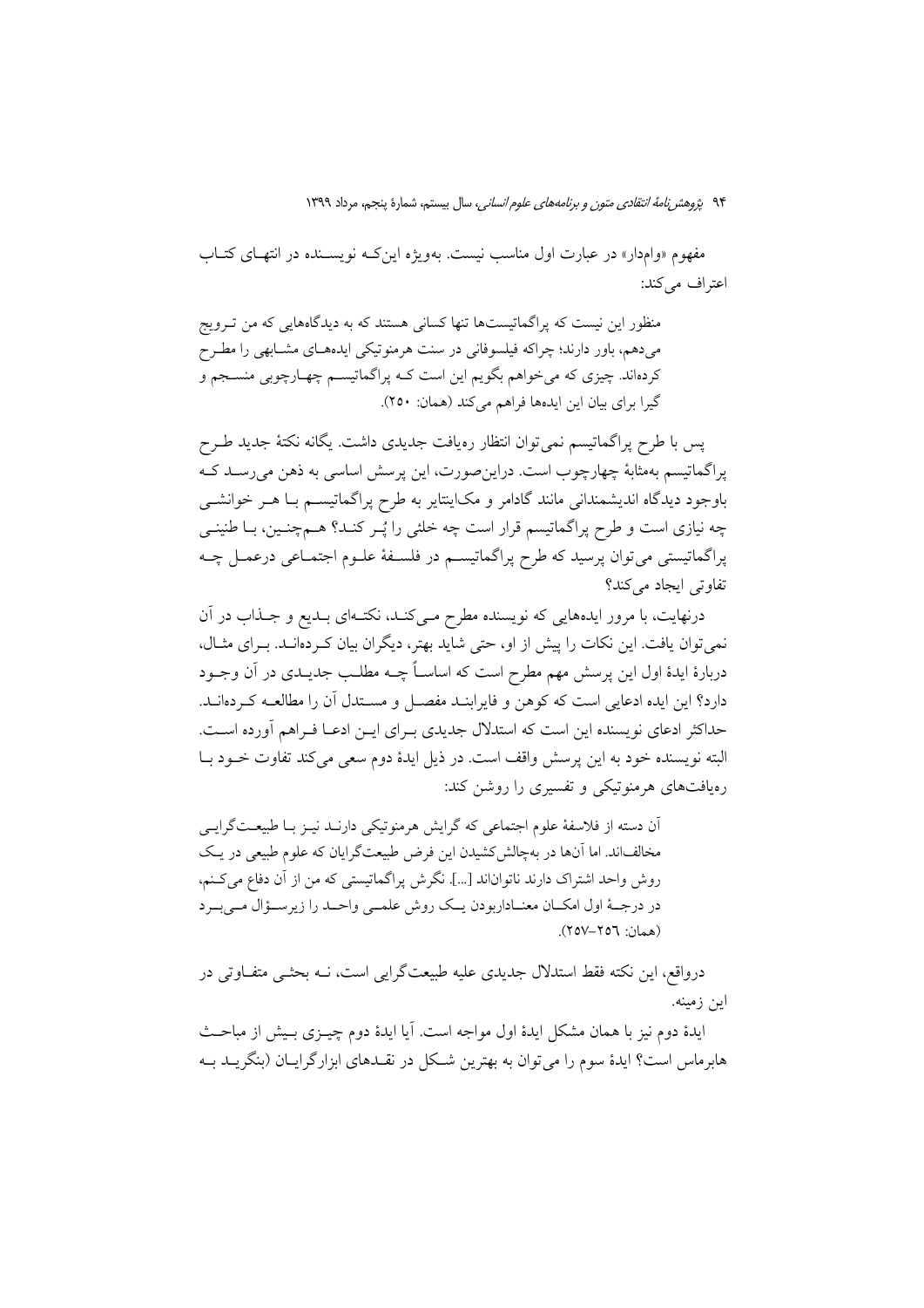مفهوم «وام‌دار» در عبارت اول مناسب نیست. به‌ویژه این‌که نویسنده در انتهای کتاب اعتراف می‌کند:

> منظور این نیست که پراگماتیست‌ها تنها کسانی هستند که به دیدگاه‌هایی که من ترویج می‌دهم، باور دارند؛ چراکه فیلسوفانی در سنت هرمنوتیکی ایده‌های مشابهی را مطرح کرده‌اند. چیزی که می‌خواهم بگویم این است که پراگماتیسم چهارچوبی منسجم و گیرا برای بیان این ایده‌ها فراهم می‌کند (همان: ۲۵۰).

پس با طرح پراگماتیسم نمی‌توان انتظار رهیافت جدیدی داشت. یگانه نکتهٔ جدید طرح پراگماتیسم به‌مثابهٔ چهارچوب است. دراین‌صورت، این پرسش اساسی به ذهن می‌رسد که باوجود دیدگاه اندیشمندانی مانند گادامر و مک‌اینتایر به طرح پراگماتیسم با هر خوانشی چه نیازی است و طرح پراگماتیسم قرار است چه خلئی را پُر کند؟ هم‌چنین، با طنینی پراگماتیستی می‌توان پرسید که طرح پراگماتیسم در فلسفهٔ علوم اجتماعی درعمل چه تفاوتی ایجاد می‌کند؟

درنهایت، با مرور ایده‌هایی که نویسنده مطرح می‌کند، نکته‌ای بدیع و جذاب در آن نمی‌توان یافت. این نکات را پیش از او، حتی شاید بهتر، دیگران بیان کرده‌اند. برای مثال، دربارهٔ ایدهٔ اول این پرسش مهم مطرح است که اساساً چه مطلب جدیدی در آن وجود دارد؟ این ایده ادعایی است که کوهن و فایرابند مفصل و مستدل آن را مطالعه کرده‌اند. حداکثر ادعای نویسنده این است که استدلال جدیدی برای این ادعا فراهم آورده است. البته نویسنده خود به این پرسش واقف است. در ذیل ایدهٔ دوم سعی می‌کند تفاوت خود با رهیافت‌های هرمنوتیکی و تفسیری را روشن کند:

> آن دسته از فلاسفهٔ علوم اجتماعی که گرایش هرمنوتیکی دارند نیز با طبیعت‌گرایی مخالف‌اند. اما آن‌ها در به‌چالش‌کشیدن این فرض طبیعت‌گرایان که علوم طبیعی در یک روش واحد اشتراک دارند ناتوان‌اند [...]. نگرش پراگماتیستی که من از آن دفاع می‌کنم، در درجهٔ اول امکان معناداربودن یک روش علمی واحد را زیرسؤال می‌برد (همان: ۲۵۶–۲۵۷).

درواقع، این نکته فقط استدلال جدیدی علیه طبیعت‌گرایی است، نه بحثی متفاوتی در این زمینه.

ایدهٔ دوم نیز با همان مشکل ایدهٔ اول مواجه است. آیا ایدهٔ دوم چیزی بیش از مباحث هابرماس است؟ ایدهٔ سوم را می‌توان به بهترین شکل در نقدهای ابزارگرایان (بنگرید به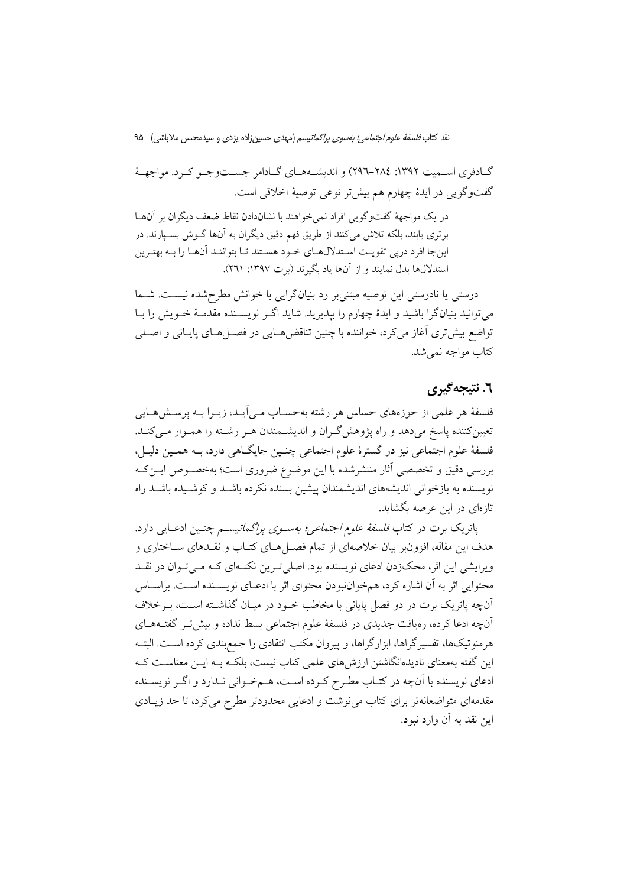گـادفری اسـمیت ۱۳۹۲: ۲۸۴–۲۹۶) و اندیشـه‌هـای گـادامر جسـت‌وجـو کـرد. مواجهـهٔ گفت‌وگویی در ایدهٔ چهارم هم بیش‌تر نوعی توصیهٔ اخلاقی است.

> در یک مواجههٔ گفت‌وگویی افراد نمی‌خواهند با نشان‌دادن نقاط ضعف دیگران بر آن‌ها برتری یابند، بلکه تلاش می‌کنند از طریق فهم دقیق دیگران به آن‌ها گـوش بسـپارند. در این‌جا افرد درپی تقویـت اسـتدلال‌هـای خـود هسـتند تـا بتواننـد آن‌هـا را بـه بهتـرین استدلال‌ها بدل نمایند و از آن‌ها یاد بگیرند (برت ۱۳۹۷: ۲۶۱).

درستی یا نادرستی این توصیه مبتنی‌بر رد بنیان‌گرایی با خوانش مطرح‌شده نیسـت. شـما می‌توانید بنیان‌گرا باشید و ایدهٔ چهارم را بپذیرید. شاید اگـر نویسـنده مقدمـهٔ خـویش را بـا تواضع بیش‌تری آغاز می‌کرد، خواننده با چنین تناقض‌هـایی در فصـل‌هـای پایـانی و اصـلی کتاب مواجه نمی‌شد.

## ۶. نتیجه‌گیری

فلسفهٔ هر علمی از حوزه‌های حساس هر رشته به‌حسـاب مـی‌آیـد، زیـرا بـه پرسـش‌هـایی تعیین‌کننده پاسخ می‌دهد و راه پژوهش‌گـران و اندیشـمندان هـر رشـته را همـوار مـی‌کنـد. فلسفهٔ علوم اجتماعی نیز در گسترهٔ علوم اجتماعی چنـین جایگـاهی دارد، بـه همـین دلیـل، بررسی دقیق و تخصصی آثار منتشرشده با این موضوع ضروری است؛ به‌خصـوص ایـن‌کـه نویسنده به بازخوانی اندیشه‌های اندیشمندان پیشین بسنده نکرده باشـد و کوشـیده باشـد راه تازه‌ای در این عرصه بگشاید.

پاتریک برت در کتاب *فلسفهٔ علوم اجتماعی؛ به‌سـوی پراگماتیسـم* چنـین ادعـایی دارد. هدف این مقاله، افزون‌بر بیان خلاصه‌ای از تمام فصـل‌هـای کتـاب و نقـدهای سـاختاری و ویرایشی این اثر، محک‌زدن ادعای نویسنده بود. اصلی‌تـرین نکتـه‌ای کـه مـی‌تـوان در نقـد محتوایی اثر به آن اشاره کرد، هم‌خوان‌نبودن محتوای اثر با ادعـای نویسـنده اسـت. براسـاس آن‌چه پاتریک برت در دو فصل پایانی با مخاطب خـود در میـان گذاشـته اسـت، بـرخلاف آن‌چه ادعا کرده، رهیافت جدیدی در فلسفهٔ علوم اجتماعی بسط نداده و بیش‌تـر گفتـه‌هـای هرمنوتیک‌ها، تفسیرگراها، ابزارگراها، و پیروان مکتب انتقادی را جمع‌بندی کرده اسـت. البتـه این گفته به‌معنای نادیده‌انگاشتن ارزش‌های علمی کتاب نیست، بلکـه بـه ایـن معناسـت کـه ادعای نویسنده با آن‌چه در کتـاب مطـرح کـرده اسـت، هـم‌خـوانی نـدارد و اگـر نویسـنده مقدمه‌ای متواضعانه‌تر برای کتاب می‌نوشت و ادعایی محدودتر مطرح می‌کرد، تا حد زیـادی این نقد به آن وارد نبود.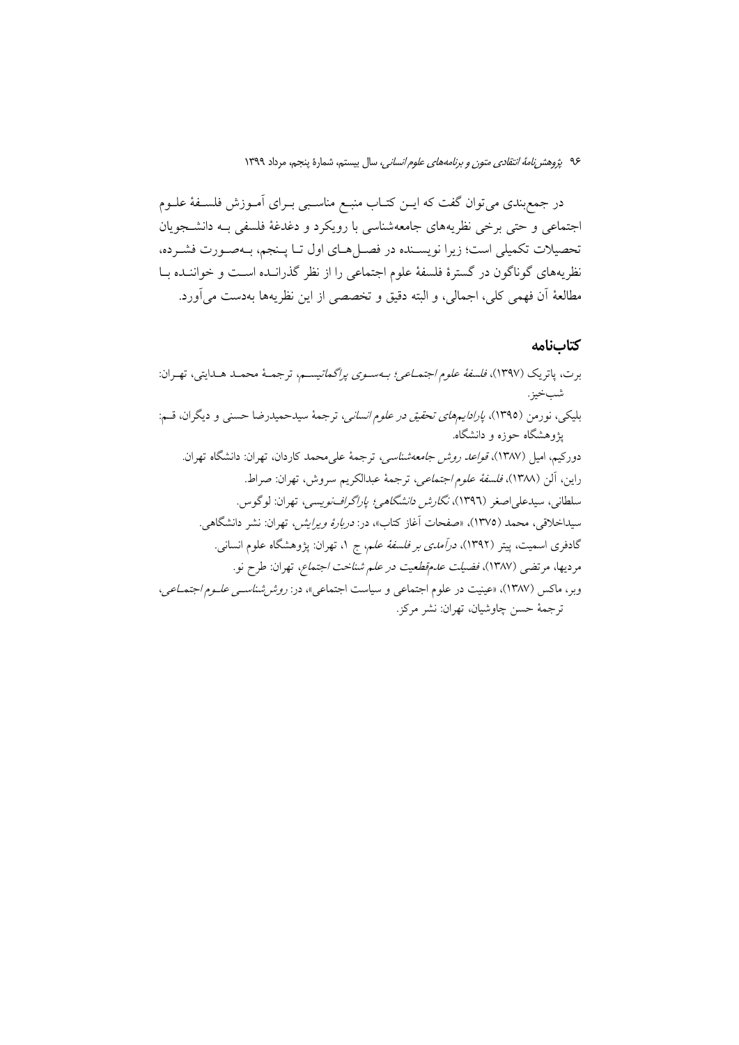در جمع‌بندی می‌توان گفت که این کتاب منبع مناسبی برای آموزش فلسفهٔ علوم اجتماعی و حتی برخی نظریه‌های جامعه‌شناسی با رویکرد و دغدغهٔ فلسفی به دانشجویان تحصیلات تکمیلی است؛ زیرا نویسنده در فصل‌های اول تا پنجم، به‌صورت فشرده، نظریه‌های گوناگون در گسترهٔ فلسفهٔ علوم اجتماعی را از نظر گذرانده است و خواننده با مطالعهٔ آن فهمی کلی، اجمالی، و البته دقیق و تخصصی از این نظریه‌ها به‌دست می‌آورد.

## کتاب‌نامه

برت، پاتریک (۱۳۹۷)، *فلسفهٔ علوم اجتماعی؛ به‌سوی پراگماتیسم*، ترجمهٔ محمد هدایتی، تهران: شب‌خیز.

بلیکی، نورمن (۱۳۹۵)، *پارادایم‌های تحقیق در علوم انسانی*، ترجمهٔ سیدحمیدرضا حسنی و دیگران، قم: پژوهشگاه حوزه و دانشگاه.

دورکیم، امیل (۱۳۸۷)، *قواعد روش جامعه‌شناسی*، ترجمهٔ علی‌محمد کاردان، تهران: دانشگاه تهران.

راین، آلن (۱۳۸۸)، *فلسفهٔ علوم اجتماعی*، ترجمهٔ عبدالکریم سروش، تهران: صراط.

سلطانی، سیدعلی‌اصغر (۱۳۹٦)، *نگارش دانشگاهی؛ پاراگراف‌نویسی*، تهران: لوگوس.

سیداخلاقی، محمد (۱۳۷۵)، «صفحات آغاز کتاب»، در: *دربارهٔ ویرایش*، تهران: نشر دانشگاهی.

گادفری اسمیت، پیتر (۱۳۹۲)، *درآمدی بر فلسفهٔ علم*، ج ۱، تهران: پژوهشگاه علوم انسانی.

مردیها، مرتضی (۱۳۸۷)، *فضیلت عدم‌قطعیت در علم شناخت اجتماع*، تهران: طرح نو.

وبر، ماکس (۱۳۸۷)، «عینیت در علوم اجتماعی و سیاست اجتماعی»، در: *روش‌شناسی علوم اجتماعی*، ترجمهٔ حسن چاوشیان، تهران: نشر مرکز.